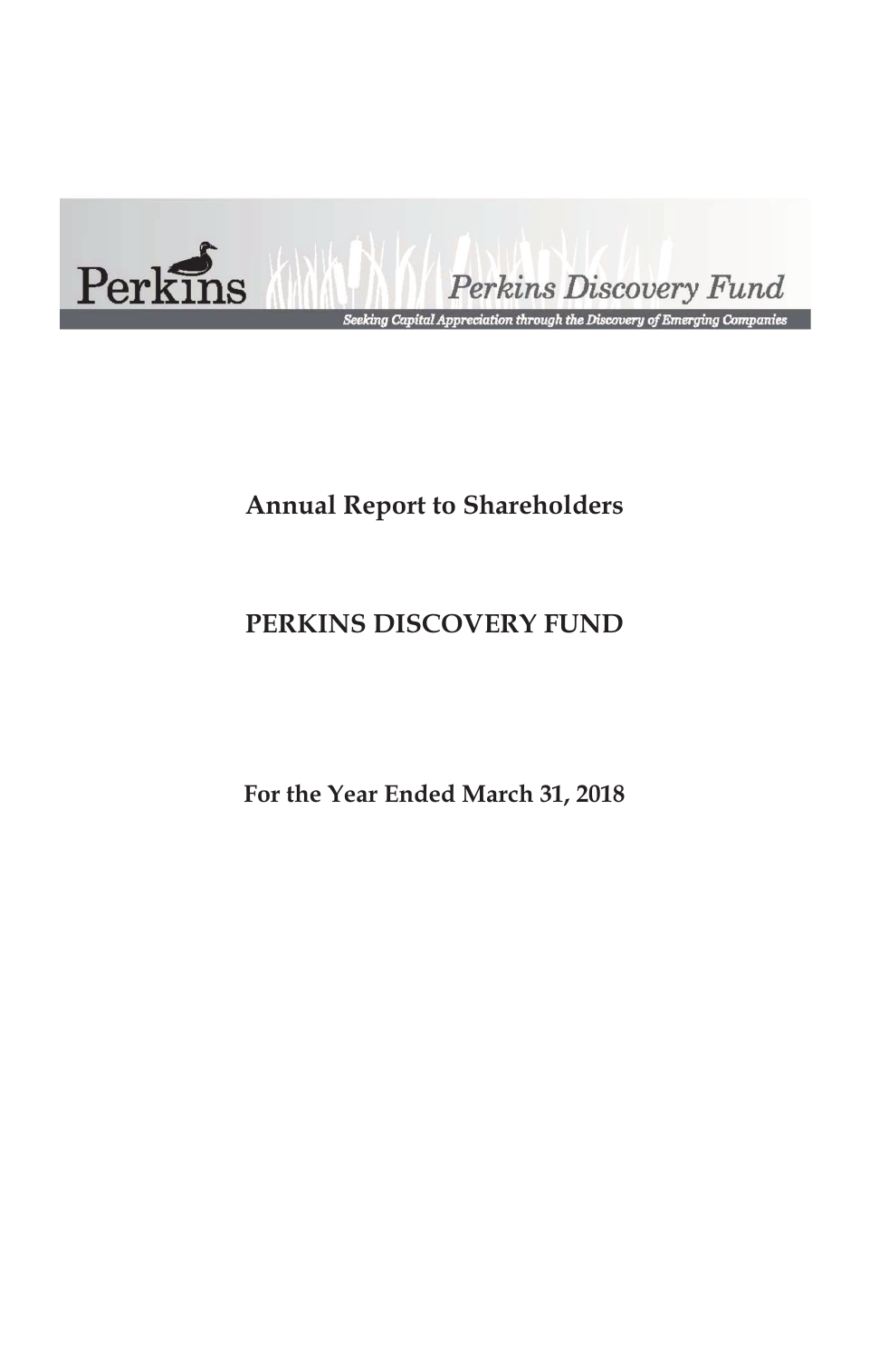Perkins

Perkins Discovery Fund

*Seeking Capital Appreciation through the Discovery of Emerging Companies*

# Annual Report to Shareholders

# PERKINS DISCOVERY FUND

## For the Year Ended March 31, 2018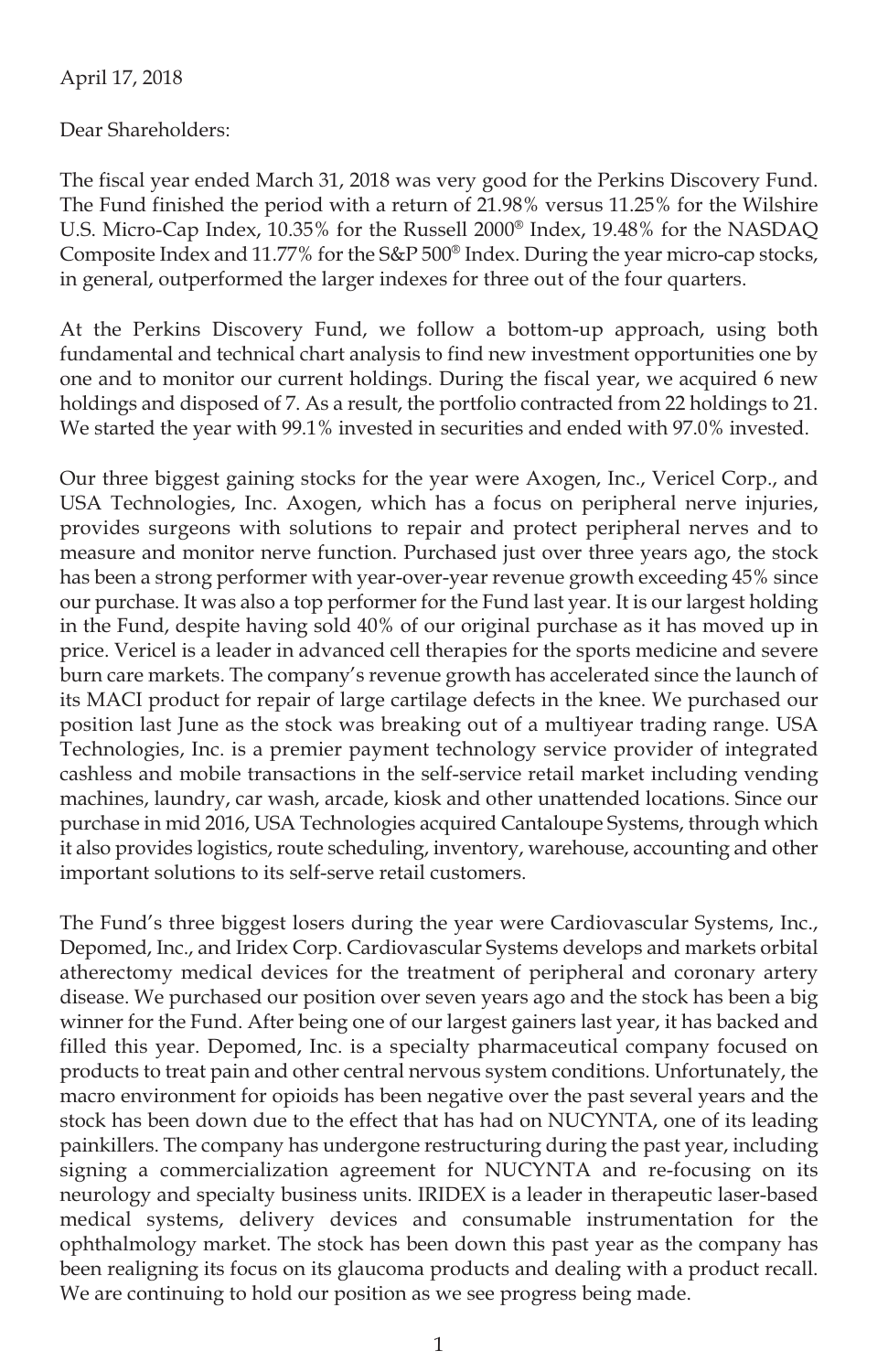April 17, 2018

Dear Shareholders:

The fiscal year ended March 31, 2018 was very good for the Perkins Discovery Fund. The Fund finished the period with a return of 21.98% versus 11.25% for the Wilshire U.S. Micro-Cap Index, 10.35% for the Russell 2000® Index, 19.48% for the NASDAQ Composite Index and 11.77% for the S&P 500® Index. During the year micro-cap stocks, in general, outperformed the larger indexes for three out of the four quarters.

At the Perkins Discovery Fund, we follow a bottom-up approach, using both fundamental and technical chart analysis to find new investment opportunities one by one and to monitor our current holdings. During the fiscal year, we acquired 6 new holdings and disposed of 7. As a result, the portfolio contracted from 22 holdings to 21. We started the year with 99.1% invested in securities and ended with 97.0% invested.

Our three biggest gaining stocks for the year were Axogen, Inc., Vericel Corp., and USA Technologies, Inc. Axogen, which has a focus on peripheral nerve injuries, provides surgeons with solutions to repair and protect peripheral nerves and to measure and monitor nerve function. Purchased just over three years ago, the stock has been a strong performer with year-over-year revenue growth exceeding 45% since our purchase. It was also a top performer for the Fund last year. It is our largest holding in the Fund, despite having sold 40% of our original purchase as it has moved up in price. Vericel is a leader in advanced cell therapies for the sports medicine and severe burn care markets. The company's revenue growth has accelerated since the launch of its MACI product for repair of large cartilage defects in the knee. We purchased our position last June as the stock was breaking out of a multiyear trading range. USA Technologies, Inc. is a premier payment technology service provider of integrated cashless and mobile transactions in the self-service retail market including vending machines, laundry, car wash, arcade, kiosk and other unattended locations. Since our purchase in mid 2016, USA Technologies acquired Cantaloupe Systems, through which it also provides logistics, route scheduling, inventory, warehouse, accounting and other important solutions to its self-serve retail customers.

The Fund's three biggest losers during the year were Cardiovascular Systems, Inc., Depomed, Inc., and Iridex Corp. Cardiovascular Systems develops and markets orbital atherectomy medical devices for the treatment of peripheral and coronary artery disease. We purchased our position over seven years ago and the stock has been a big winner for the Fund. After being one of our largest gainers last year, it has backed and filled this year. Depomed, Inc. is a specialty pharmaceutical company focused on products to treat pain and other central nervous system conditions. Unfortunately, the macro environment for opioids has been negative over the past several years and the stock has been down due to the effect that has had on NUCYNTA, one of its leading painkillers. The company has undergone restructuring during the past year, including signing a commercialization agreement for NUCYNTA and re-focusing on its neurology and specialty business units. IRIDEX is a leader in therapeutic laser-based medical systems, delivery devices and consumable instrumentation for the ophthalmology market. The stock has been down this past year as the company has been realigning its focus on its glaucoma products and dealing with a product recall. We are continuing to hold our position as we see progress being made.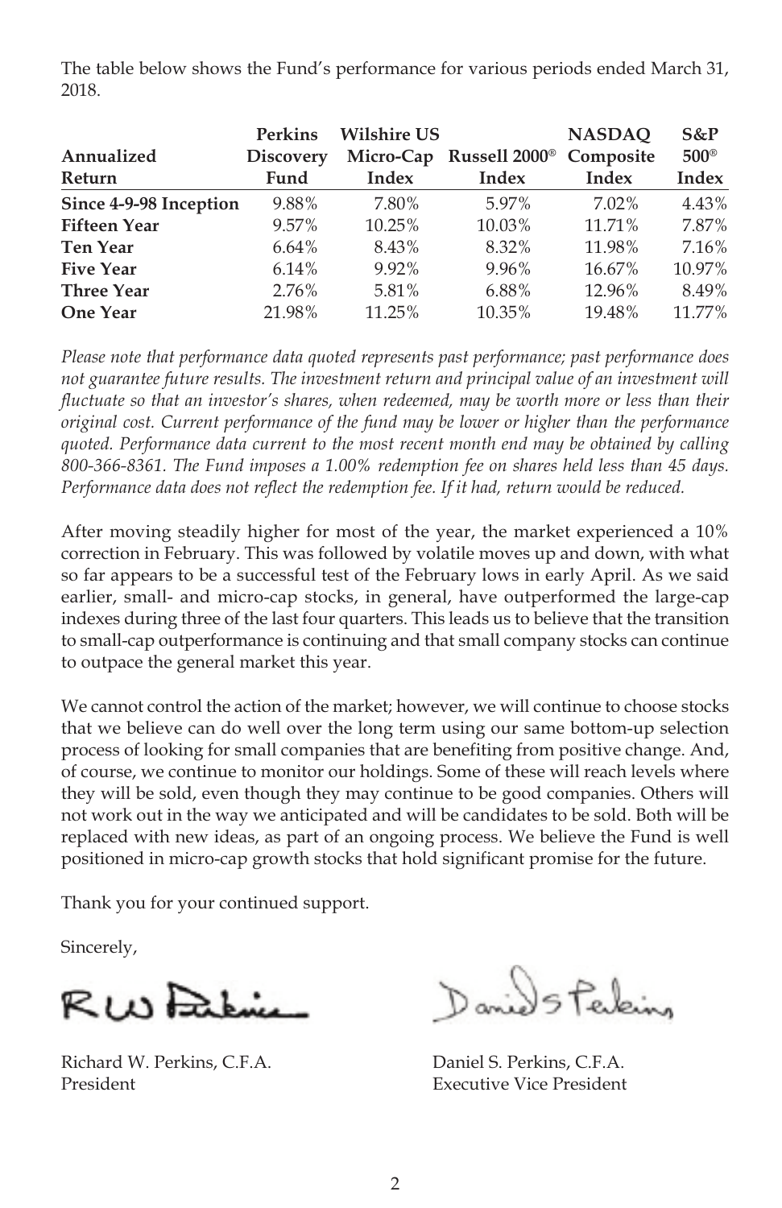The table below shows the Fund's performance for various periods ended March 31, 2018.

| Annualized Return | Perkins Discovery Fund | Wilshire US Micro-Cap Index | Russell 2000® Index | NASDAQ Composite Index | S&P 500® Index |
|---|---|---|---|---|---|
| **Since 4-9-98 Inception** | 9.88% | 7.80% | 5.97% | 7.02% | 4.43% |
| **Fifteen Year** | 9.57% | 10.25% | 10.03% | 11.71% | 7.87% |
| **Ten Year** | 6.64% | 8.43% | 8.32% | 11.98% | 7.16% |
| **Five Year** | 6.14% | 9.92% | 9.96% | 16.67% | 10.97% |
| **Three Year** | 2.76% | 5.81% | 6.88% | 12.96% | 8.49% |
| **One Year** | 21.98% | 11.25% | 10.35% | 19.48% | 11.77% |

*Please note that performance data quoted represents past performance; past performance does not guarantee future results. The investment return and principal value of an investment will fluctuate so that an investor's shares, when redeemed, may be worth more or less than their original cost. Current performance of the fund may be lower or higher than the performance quoted. Performance data current to the most recent month end may be obtained by calling 800-366-8361. The Fund imposes a 1.00% redemption fee on shares held less than 45 days. Performance data does not reflect the redemption fee. If it had, return would be reduced.*

After moving steadily higher for most of the year, the market experienced a 10% correction in February. This was followed by volatile moves up and down, with what so far appears to be a successful test of the February lows in early April. As we said earlier, small- and micro-cap stocks, in general, have outperformed the large-cap indexes during three of the last four quarters. This leads us to believe that the transition to small-cap outperformance is continuing and that small company stocks can continue to outpace the general market this year.

We cannot control the action of the market; however, we will continue to choose stocks that we believe can do well over the long term using our same bottom-up selection process of looking for small companies that are benefiting from positive change. And, of course, we continue to monitor our holdings. Some of these will reach levels where they will be sold, even though they may continue to be good companies. Others will not work out in the way we anticipated and will be candidates to be sold. Both will be replaced with new ideas, as part of an ongoing process. We believe the Fund is well positioned in micro-cap growth stocks that hold significant promise for the future.

Thank you for your continued support.

Sincerely,

Richard W. Perkins, C.F.A.
President

Daniel S. Perkins, C.F.A.
Executive Vice President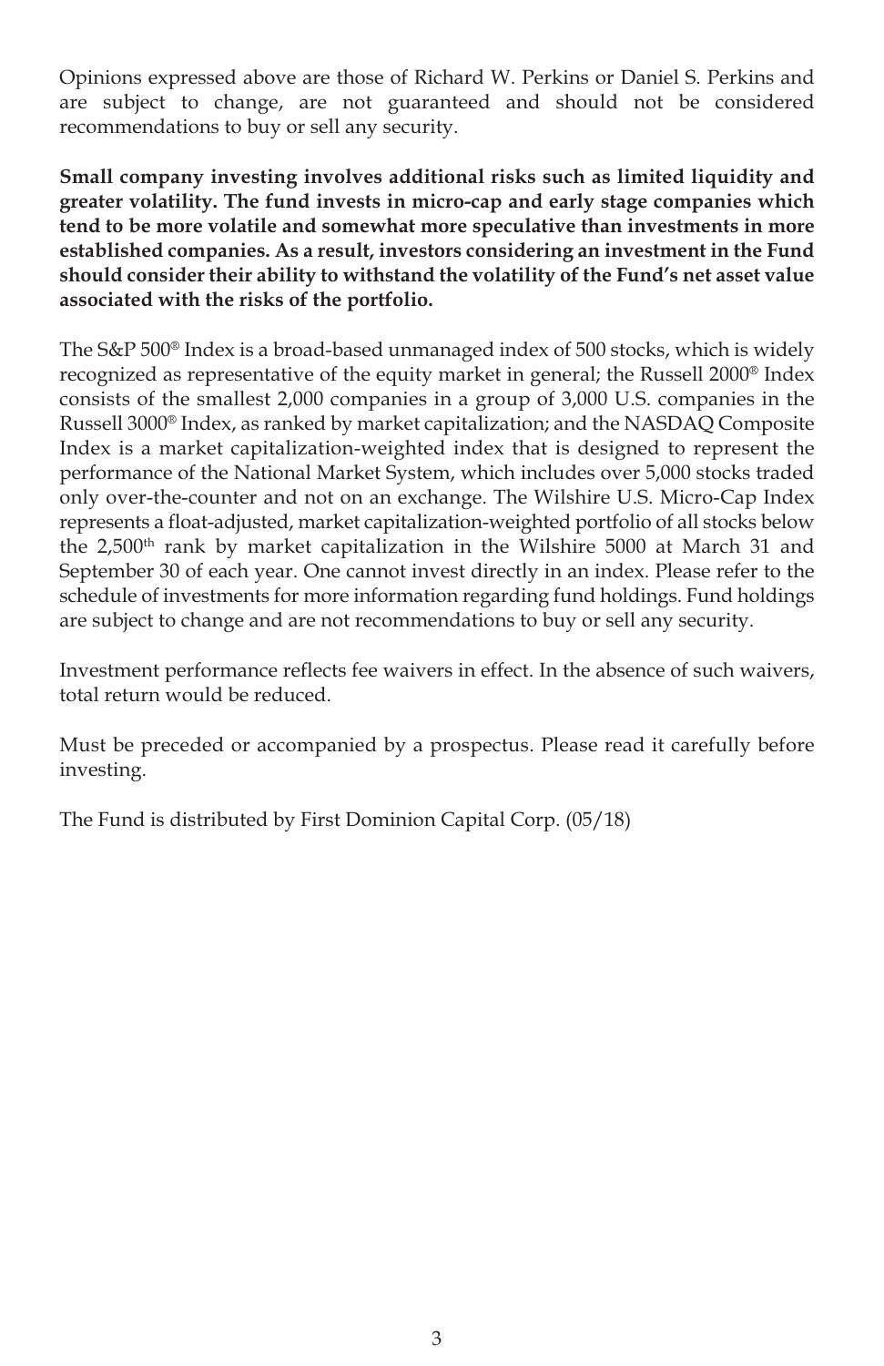Opinions expressed above are those of Richard W. Perkins or Daniel S. Perkins and are subject to change, are not guaranteed and should not be considered recommendations to buy or sell any security.

**Small company investing involves additional risks such as limited liquidity and greater volatility. The fund invests in micro-cap and early stage companies which tend to be more volatile and somewhat more speculative than investments in more established companies. As a result, investors considering an investment in the Fund should consider their ability to withstand the volatility of the Fund's net asset value associated with the risks of the portfolio.**

The S&P 500® Index is a broad-based unmanaged index of 500 stocks, which is widely recognized as representative of the equity market in general; the Russell 2000® Index consists of the smallest 2,000 companies in a group of 3,000 U.S. companies in the Russell 3000® Index, as ranked by market capitalization; and the NASDAQ Composite Index is a market capitalization-weighted index that is designed to represent the performance of the National Market System, which includes over 5,000 stocks traded only over-the-counter and not on an exchange. The Wilshire U.S. Micro-Cap Index represents a float-adjusted, market capitalization-weighted portfolio of all stocks below the 2,500th rank by market capitalization in the Wilshire 5000 at March 31 and September 30 of each year. One cannot invest directly in an index. Please refer to the schedule of investments for more information regarding fund holdings. Fund holdings are subject to change and are not recommendations to buy or sell any security.

Investment performance reflects fee waivers in effect. In the absence of such waivers, total return would be reduced.

Must be preceded or accompanied by a prospectus. Please read it carefully before investing.

The Fund is distributed by First Dominion Capital Corp. (05/18)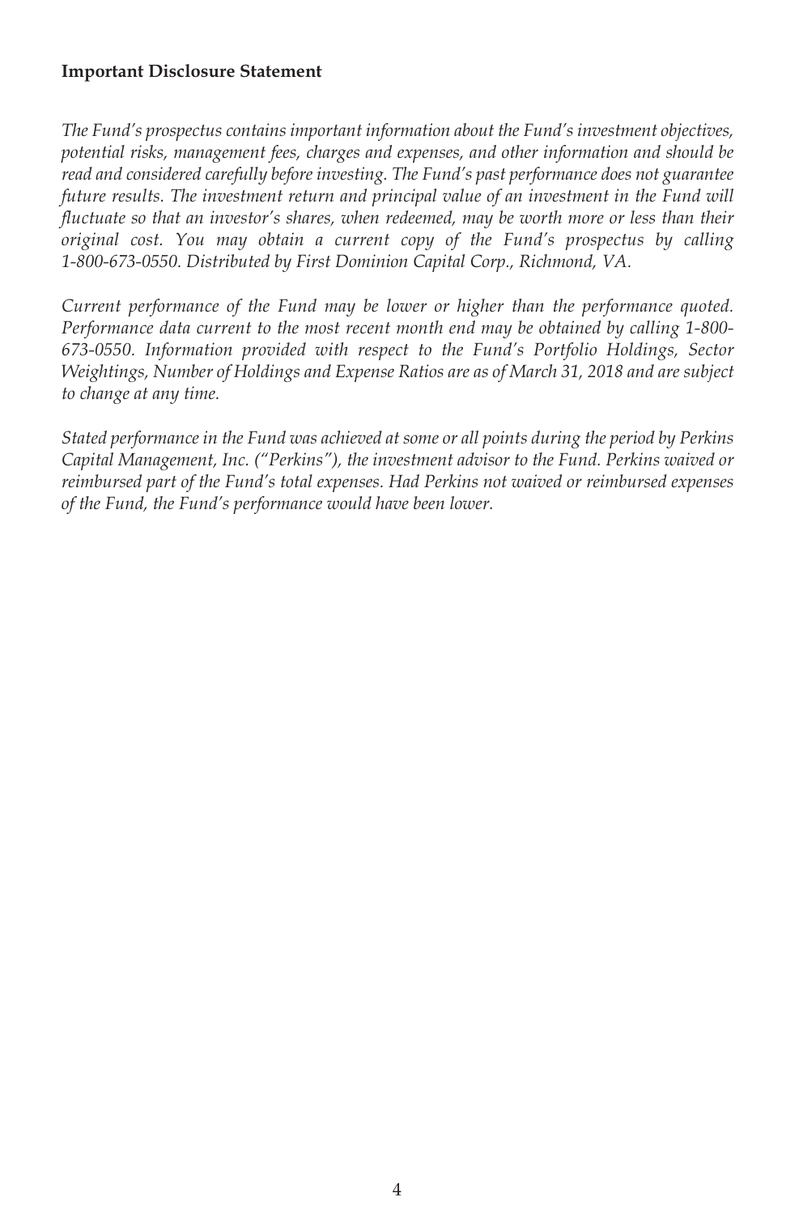**Important Disclosure Statement**

*The Fund's prospectus contains important information about the Fund's investment objectives, potential risks, management fees, charges and expenses, and other information and should be read and considered carefully before investing. The Fund's past performance does not guarantee future results. The investment return and principal value of an investment in the Fund will fluctuate so that an investor's shares, when redeemed, may be worth more or less than their original cost. You may obtain a current copy of the Fund's prospectus by calling 1-800-673-0550. Distributed by First Dominion Capital Corp., Richmond, VA.*

*Current performance of the Fund may be lower or higher than the performance quoted. Performance data current to the most recent month end may be obtained by calling 1-800-673-0550. Information provided with respect to the Fund's Portfolio Holdings, Sector Weightings, Number of Holdings and Expense Ratios are as of March 31, 2018 and are subject to change at any time.*

*Stated performance in the Fund was achieved at some or all points during the period by Perkins Capital Management, Inc. ("Perkins"), the investment advisor to the Fund. Perkins waived or reimbursed part of the Fund's total expenses. Had Perkins not waived or reimbursed expenses of the Fund, the Fund's performance would have been lower.*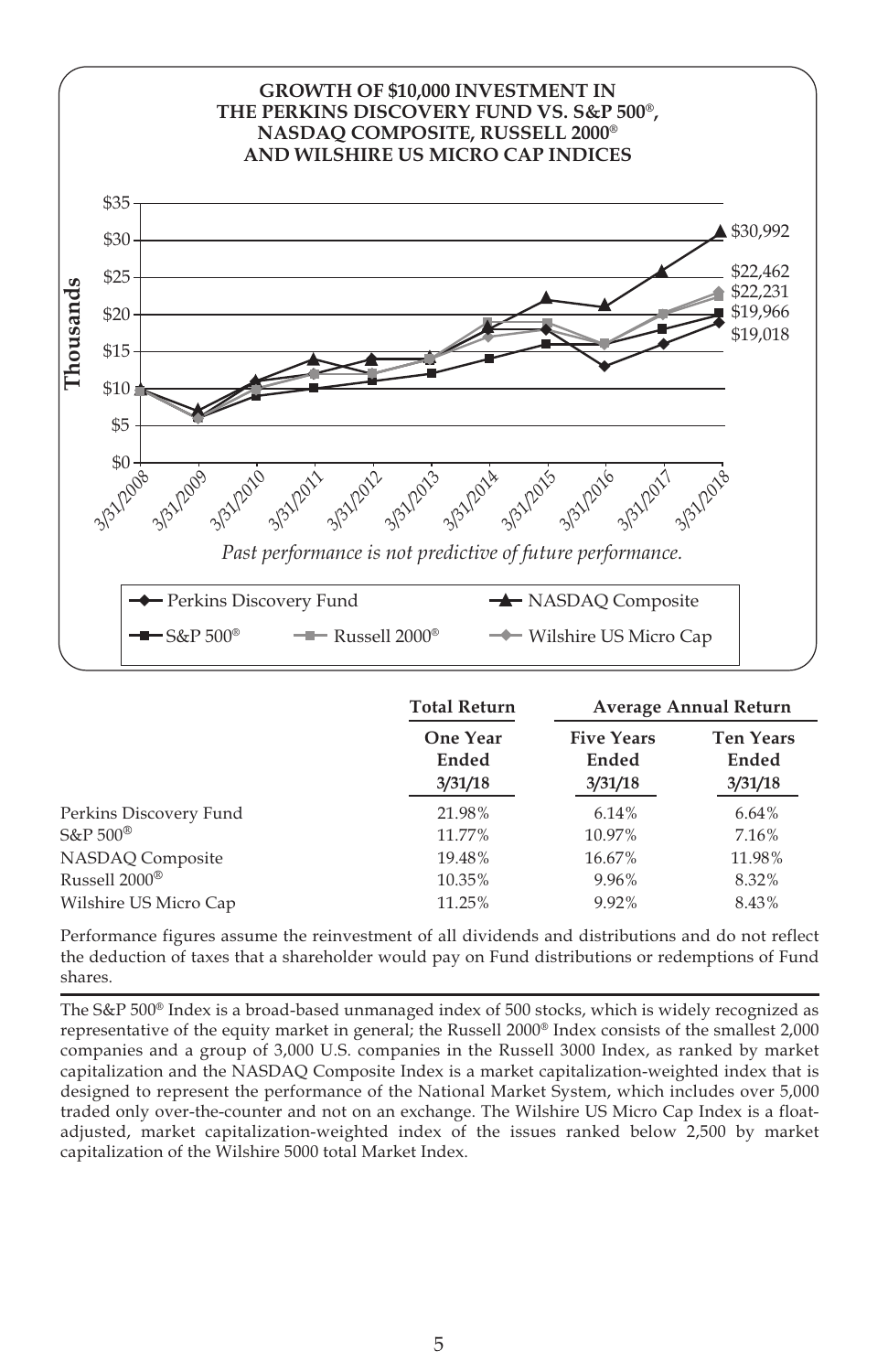**GROWTH OF $10,000 INVESTMENT IN THE PERKINS DISCOVERY FUND VS. S&P 500®, NASDAQ COMPOSITE, RUSSELL 2000® AND WILSHIRE US MICRO CAP INDICES**

*Past performance is not predictive of future performance.*

| | Total Return | Average Annual Return | |
|---|---|---|---|
| | One Year Ended 3/31/18 | Five Years Ended 3/31/18 | Ten Years Ended 3/31/18 |
| Perkins Discovery Fund | 21.98% | 6.14% | 6.64% |
| S&P 500® | 11.77% | 10.97% | 7.16% |
| NASDAQ Composite | 19.48% | 16.67% | 11.98% |
| Russell 2000® | 10.35% | 9.96% | 8.32% |
| Wilshire US Micro Cap | 11.25% | 9.92% | 8.43% |

Performance figures assume the reinvestment of all dividends and distributions and do not reflect the deduction of taxes that a shareholder would pay on Fund distributions or redemptions of Fund shares.

The S&P 500® Index is a broad-based unmanaged index of 500 stocks, which is widely recognized as representative of the equity market in general; the Russell 2000® Index consists of the smallest 2,000 companies and a group of 3,000 U.S. companies in the Russell 3000 Index, as ranked by market capitalization and the NASDAQ Composite Index is a market capitalization-weighted index that is designed to represent the performance of the National Market System, which includes over 5,000 traded only over-the-counter and not on an exchange. The Wilshire US Micro Cap Index is a float-adjusted, market capitalization-weighted index of the issues ranked below 2,500 by market capitalization of the Wilshire 5000 total Market Index.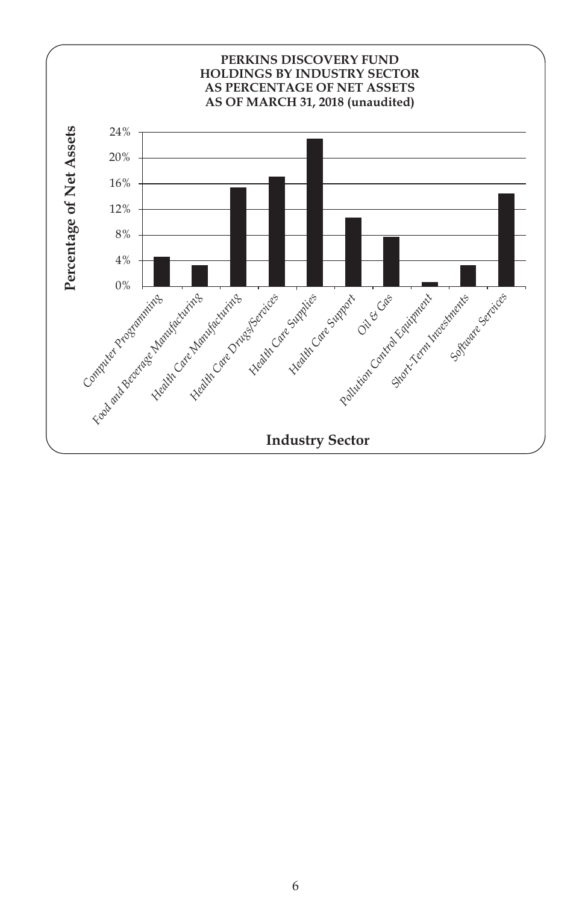**PERKINS DISCOVERY FUND**
**HOLDINGS BY INDUSTRY SECTOR**
**AS PERCENTAGE OF NET ASSETS**
**AS OF MARCH 31, 2018 (unaudited)**

Percentage of Net Assets

24%
20%
16%
12%
8%
4%
0%

*Computer Programming*
*Food and Beverage Manufacturing*
*Health Care Manufacturing*
*Health Care Drugs/Services*
*Health Care Supplies*
*Health Care Support*
*Oil & Gas*
*Pollution Control Equipment*
*Short-Term Investments*
*Software Services*

**Industry Sector**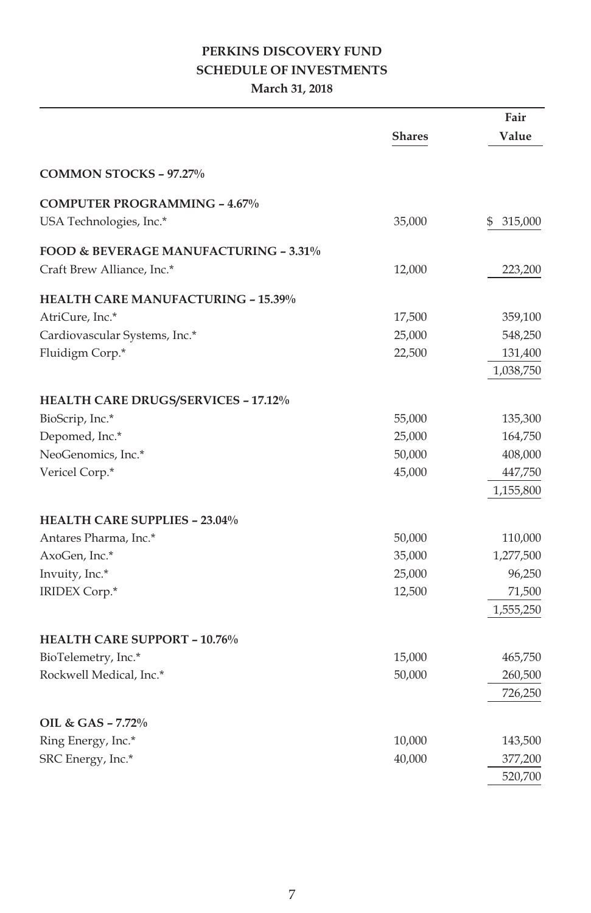# PERKINS DISCOVERY FUND
## SCHEDULE OF INVESTMENTS
### March 31, 2018

| | Shares | Fair Value |
|---|---|---|
| **COMMON STOCKS – 97.27%** | | |
| **COMPUTER PROGRAMMING – 4.67%** | | |
| USA Technologies, Inc.* | 35,000 | $ 315,000 |
| **FOOD & BEVERAGE MANUFACTURING – 3.31%** | | |
| Craft Brew Alliance, Inc.* | 12,000 | 223,200 |
| **HEALTH CARE MANUFACTURING – 15.39%** | | |
| AtriCure, Inc.* | 17,500 | 359,100 |
| Cardiovascular Systems, Inc.* | 25,000 | 548,250 |
| Fluidigm Corp.* | 22,500 | 131,400 |
| | | 1,038,750 |
| **HEALTH CARE DRUGS/SERVICES – 17.12%** | | |
| BioScrip, Inc.* | 55,000 | 135,300 |
| Depomed, Inc.* | 25,000 | 164,750 |
| NeoGenomics, Inc.* | 50,000 | 408,000 |
| Vericel Corp.* | 45,000 | 447,750 |
| | | 1,155,800 |
| **HEALTH CARE SUPPLIES – 23.04%** | | |
| Antares Pharma, Inc.* | 50,000 | 110,000 |
| AxoGen, Inc.* | 35,000 | 1,277,500 |
| Invuity, Inc.* | 25,000 | 96,250 |
| IRIDEX Corp.* | 12,500 | 71,500 |
| | | 1,555,250 |
| **HEALTH CARE SUPPORT – 10.76%** | | |
| BioTelemetry, Inc.* | 15,000 | 465,750 |
| Rockwell Medical, Inc.* | 50,000 | 260,500 |
| | | 726,250 |
| **OIL & GAS – 7.72%** | | |
| Ring Energy, Inc.* | 10,000 | 143,500 |
| SRC Energy, Inc.* | 40,000 | 377,200 |
| | | 520,700 |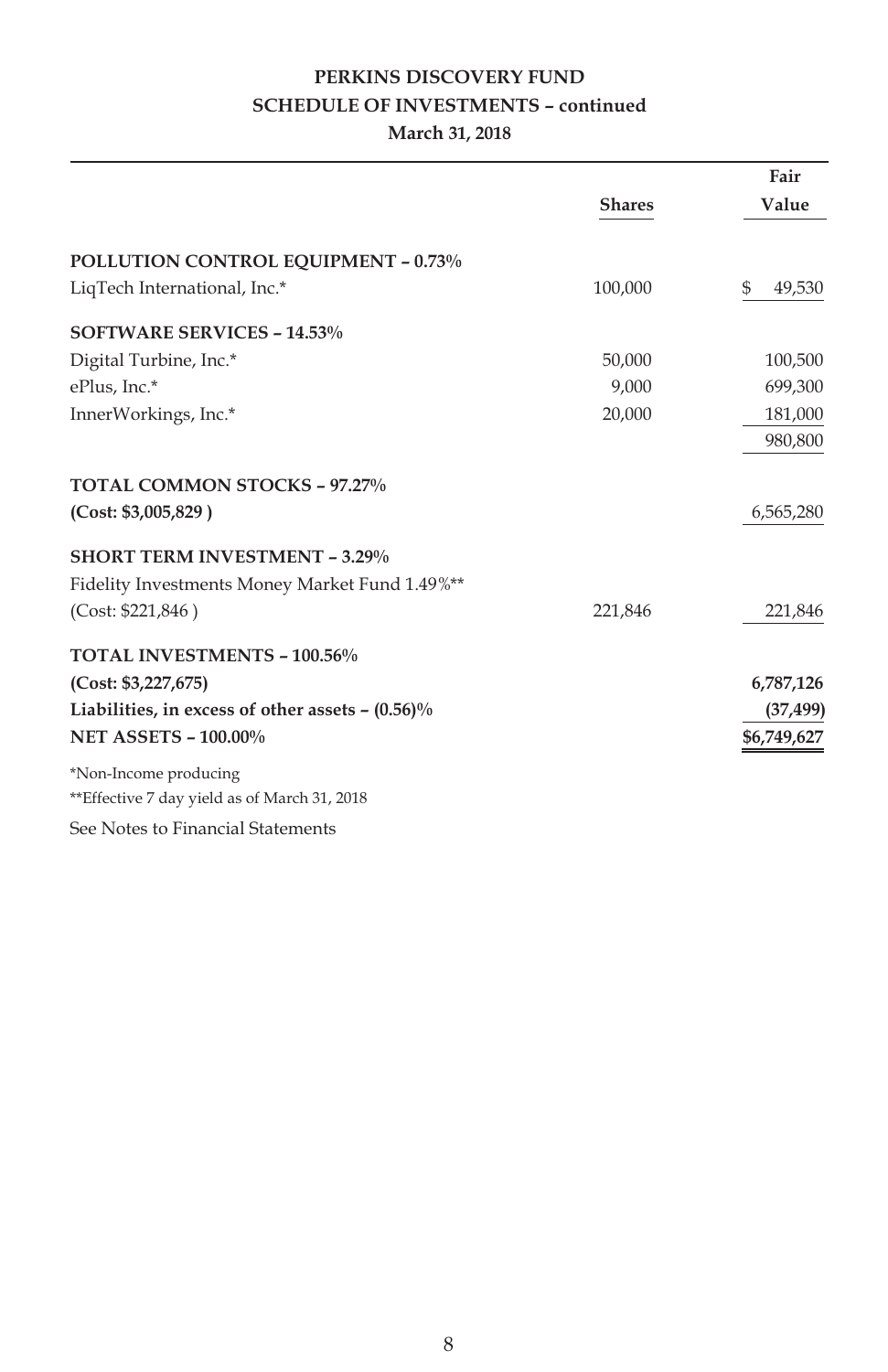## PERKINS DISCOVERY FUND
## SCHEDULE OF INVESTMENTS – continued
### March 31, 2018

| | Shares | Fair Value |
|---|---|---|
| **POLLUTION CONTROL EQUIPMENT – 0.73%** | | |
| LiqTech International, Inc.* | 100,000 | $ 49,530 |
| **SOFTWARE SERVICES – 14.53%** | | |
| Digital Turbine, Inc.* | 50,000 | 100,500 |
| ePlus, Inc.* | 9,000 | 699,300 |
| InnerWorkings, Inc.* | 20,000 | 181,000 |
| | | 980,800 |
| **TOTAL COMMON STOCKS – 97.27%** | | |
| **(Cost: $3,005,829 )** | | 6,565,280 |
| **SHORT TERM INVESTMENT – 3.29%** | | |
| Fidelity Investments Money Market Fund 1.49%** | | |
| (Cost: $221,846 ) | 221,846 | 221,846 |
| **TOTAL INVESTMENTS – 100.56%** | | |
| **(Cost: $3,227,675)** | | **6,787,126** |
| **Liabilities, in excess of other assets – (0.56)%** | | **(37,499)** |
| **NET ASSETS – 100.00%** | | **$6,749,627** |

*Non-Income producing

**Effective 7 day yield as of March 31, 2018

See Notes to Financial Statements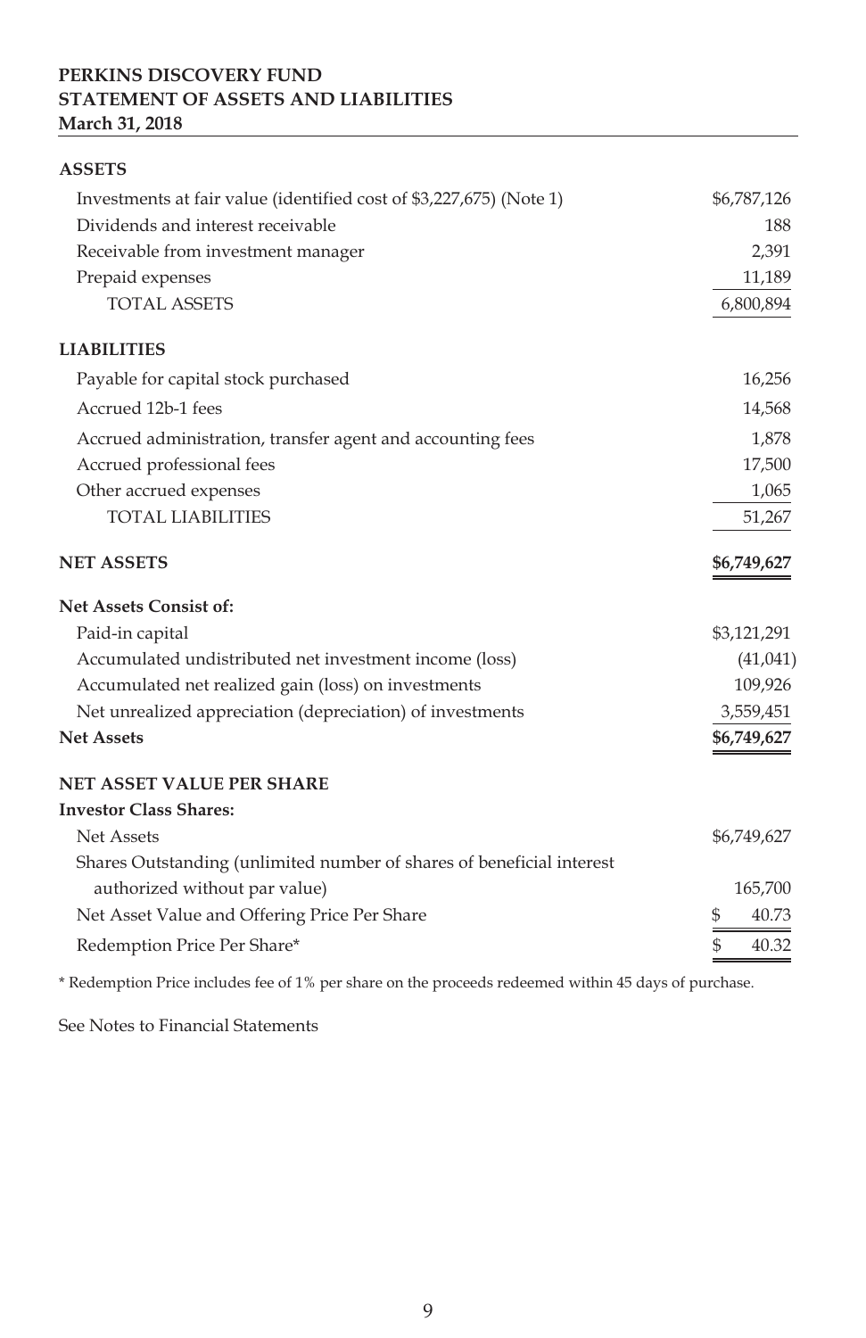**PERKINS DISCOVERY FUND**
**STATEMENT OF ASSETS AND LIABILITIES**
**March 31, 2018**

| | |
|---|---|
| **ASSETS** | |
| Investments at fair value (identified cost of $3,227,675) (Note 1) | $6,787,126 |
| Dividends and interest receivable | 188 |
| Receivable from investment manager | 2,391 |
| Prepaid expenses | 11,189 |
| TOTAL ASSETS | 6,800,894 |
| **LIABILITIES** | |
| Payable for capital stock purchased | 16,256 |
| Accrued 12b-1 fees | 14,568 |
| Accrued administration, transfer agent and accounting fees | 1,878 |
| Accrued professional fees | 17,500 |
| Other accrued expenses | 1,065 |
| TOTAL LIABILITIES | 51,267 |
| **NET ASSETS** | **$6,749,627** |
| **Net Assets Consist of:** | |
| Paid-in capital | $3,121,291 |
| Accumulated undistributed net investment income (loss) | (41,041) |
| Accumulated net realized gain (loss) on investments | 109,926 |
| Net unrealized appreciation (depreciation) of investments | 3,559,451 |
| **Net Assets** | **$6,749,627** |
| **NET ASSET VALUE PER SHARE** | |
| **Investor Class Shares:** | |
| Net Assets | $6,749,627 |
| Shares Outstanding (unlimited number of shares of beneficial interest authorized without par value) | 165,700 |
| Net Asset Value and Offering Price Per Share | $ 40.73 |
| Redemption Price Per Share* | $ 40.32 |

* Redemption Price includes fee of 1% per share on the proceeds redeemed within 45 days of purchase.

See Notes to Financial Statements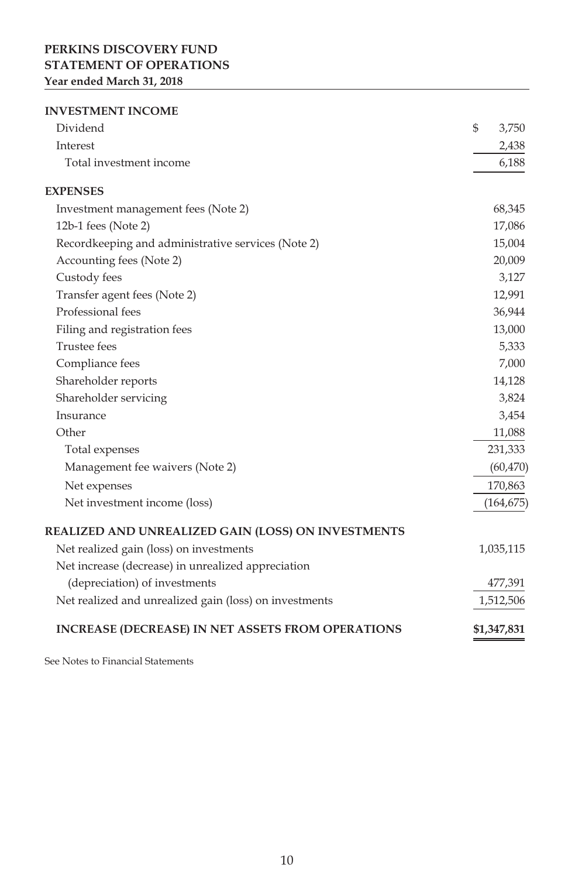**PERKINS DISCOVERY FUND**
**STATEMENT OF OPERATIONS**
**Year ended March 31, 2018**

| | |
|---|---|
| **INVESTMENT INCOME** | |
| Dividend | $ 3,750 |
| Interest | 2,438 |
| Total investment income | 6,188 |
| **EXPENSES** | |
| Investment management fees (Note 2) | 68,345 |
| 12b-1 fees (Note 2) | 17,086 |
| Recordkeeping and administrative services (Note 2) | 15,004 |
| Accounting fees (Note 2) | 20,009 |
| Custody fees | 3,127 |
| Transfer agent fees (Note 2) | 12,991 |
| Professional fees | 36,944 |
| Filing and registration fees | 13,000 |
| Trustee fees | 5,333 |
| Compliance fees | 7,000 |
| Shareholder reports | 14,128 |
| Shareholder servicing | 3,824 |
| Insurance | 3,454 |
| Other | 11,088 |
| Total expenses | 231,333 |
| Management fee waivers (Note 2) | (60,470) |
| Net expenses | 170,863 |
| Net investment income (loss) | (164,675) |
| **REALIZED AND UNREALIZED GAIN (LOSS) ON INVESTMENTS** | |
| Net realized gain (loss) on investments | 1,035,115 |
| Net increase (decrease) in unrealized appreciation (depreciation) of investments | 477,391 |
| Net realized and unrealized gain (loss) on investments | 1,512,506 |
| **INCREASE (DECREASE) IN NET ASSETS FROM OPERATIONS** | **$1,347,831** |

See Notes to Financial Statements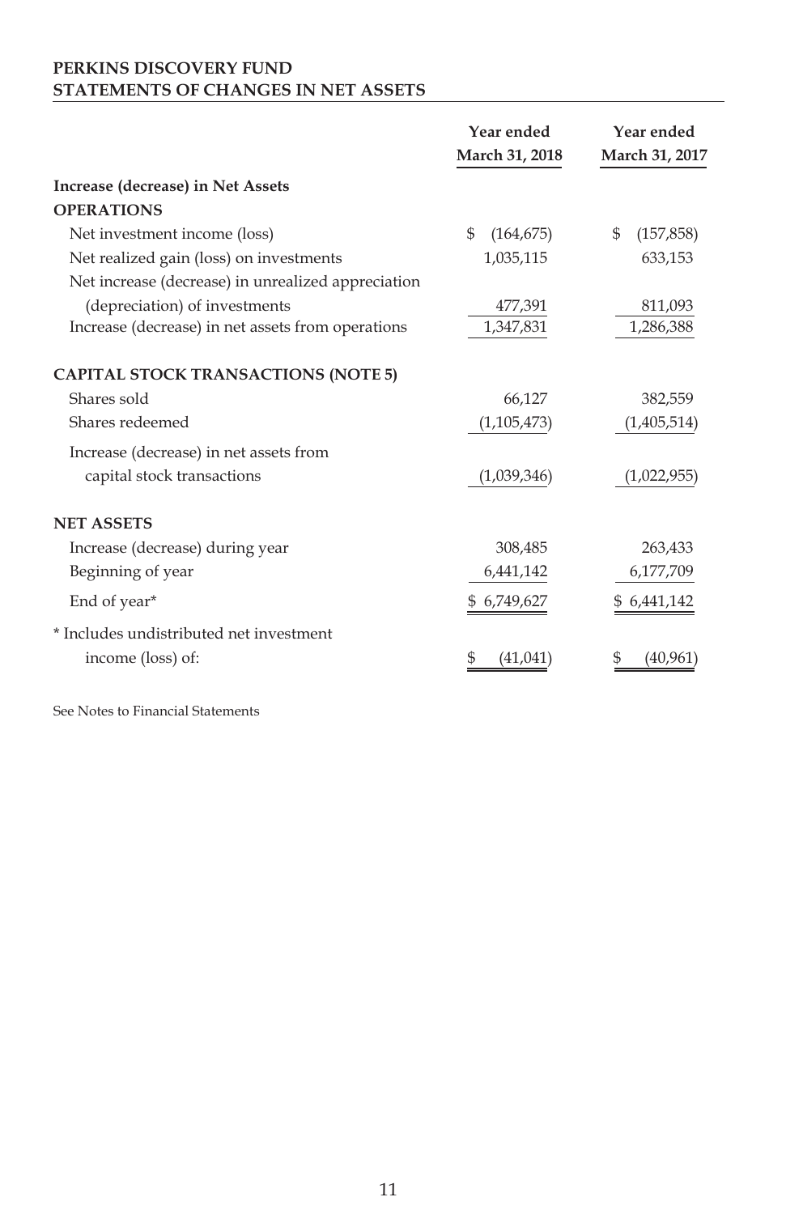**PERKINS DISCOVERY FUND**
**STATEMENTS OF CHANGES IN NET ASSETS**

| | Year ended March 31, 2018 | Year ended March 31, 2017 |
|---|---|---|
| **Increase (decrease) in Net Assets** | | |
| **OPERATIONS** | | |
| Net investment income (loss) | $ (164,675) | $ (157,858) |
| Net realized gain (loss) on investments | 1,035,115 | 633,153 |
| Net increase (decrease) in unrealized appreciation (depreciation) of investments | 477,391 | 811,093 |
| Increase (decrease) in net assets from operations | 1,347,831 | 1,286,388 |
| **CAPITAL STOCK TRANSACTIONS (NOTE 5)** | | |
| Shares sold | 66,127 | 382,559 |
| Shares redeemed | (1,105,473) | (1,405,514) |
| Increase (decrease) in net assets from capital stock transactions | (1,039,346) | (1,022,955) |
| **NET ASSETS** | | |
| Increase (decrease) during year | 308,485 | 263,433 |
| Beginning of year | 6,441,142 | 6,177,709 |
| End of year* | $ 6,749,627 | $ 6,441,142 |
| * Includes undistributed net investment income (loss) of: | $ (41,041) | $ (40,961) |

See Notes to Financial Statements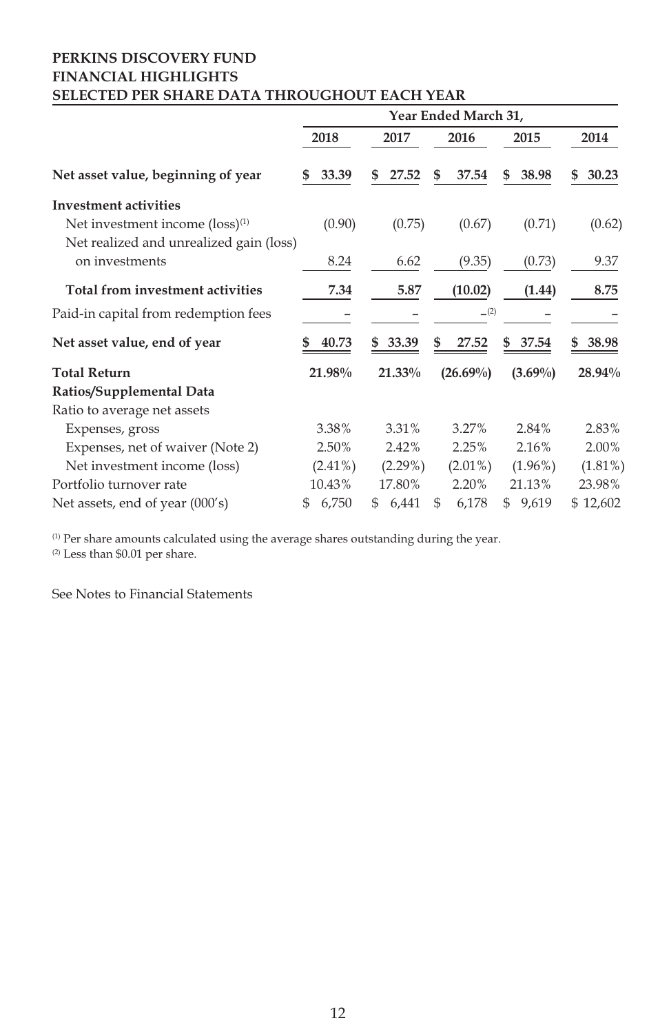**PERKINS DISCOVERY FUND**
**FINANCIAL HIGHLIGHTS**
**SELECTED PER SHARE DATA THROUGHOUT EACH YEAR**

| | Year Ended March 31, | | | | |
|---|---|---|---|---|---|
| | **2018** | **2017** | **2016** | **2015** | **2014** |
| **Net asset value, beginning of year** | **$ 33.39** | **$ 27.52** | **$ 37.54** | **$ 38.98** | **$ 30.23** |
| **Investment activities** | | | | | |
| Net investment income (loss)[1] | (0.90) | (0.75) | (0.67) | (0.71) | (0.62) |
| Net realized and unrealized gain (loss) on investments | 8.24 | 6.62 | (9.35) | (0.73) | 9.37 |
| **Total from investment activities** | **7.34** | **5.87** | **(10.02)** | **(1.44)** | **8.75** |
| Paid-in capital from redemption fees | – | – | –[2] | – | – |
| **Net asset value, end of year** | **$ 40.73** | **$ 33.39** | **$ 27.52** | **$ 37.54** | **$ 38.98** |
| **Total Return** | **21.98%** | **21.33%** | **(26.69%)** | **(3.69%)** | **28.94%** |
| **Ratios/Supplemental Data** | | | | | |
| Ratio to average net assets | | | | | |
| Expenses, gross | 3.38% | 3.31% | 3.27% | 2.84% | 2.83% |
| Expenses, net of waiver (Note 2) | 2.50% | 2.42% | 2.25% | 2.16% | 2.00% |
| Net investment income (loss) | (2.41%) | (2.29%) | (2.01%) | (1.96%) | (1.81%) |
| Portfolio turnover rate | 10.43% | 17.80% | 2.20% | 21.13% | 23.98% |
| Net assets, end of year (000's) | $ 6,750 | $ 6,441 | $ 6,178 | $ 9,619 | $ 12,602 |

[1] Per share amounts calculated using the average shares outstanding during the year.
[2] Less than $0.01 per share.

See Notes to Financial Statements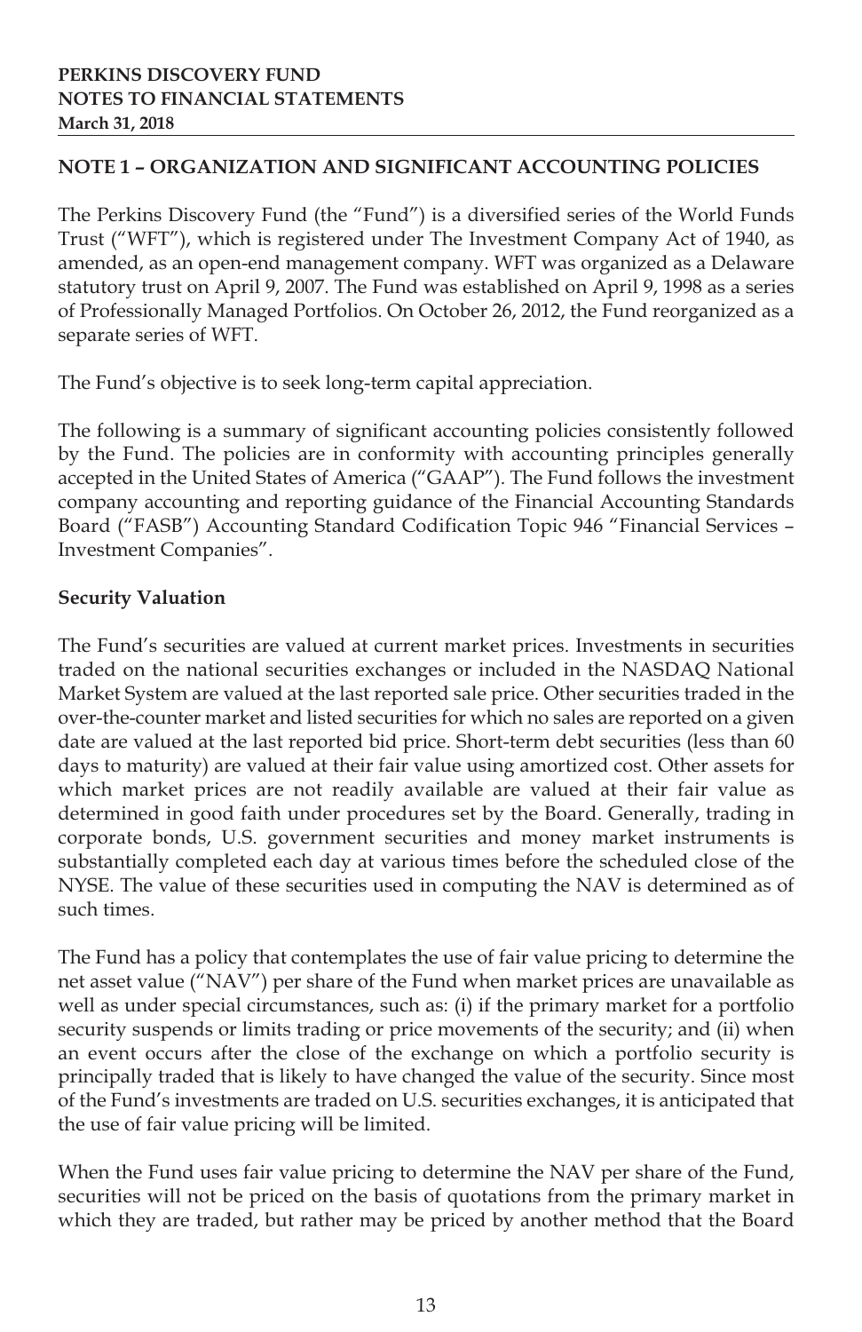**PERKINS DISCOVERY FUND**
**NOTES TO FINANCIAL STATEMENTS**
**March 31, 2018**

## NOTE 1 – ORGANIZATION AND SIGNIFICANT ACCOUNTING POLICIES

The Perkins Discovery Fund (the "Fund") is a diversified series of the World Funds Trust ("WFT"), which is registered under The Investment Company Act of 1940, as amended, as an open-end management company. WFT was organized as a Delaware statutory trust on April 9, 2007. The Fund was established on April 9, 1998 as a series of Professionally Managed Portfolios. On October 26, 2012, the Fund reorganized as a separate series of WFT.

The Fund's objective is to seek long-term capital appreciation.

The following is a summary of significant accounting policies consistently followed by the Fund. The policies are in conformity with accounting principles generally accepted in the United States of America ("GAAP"). The Fund follows the investment company accounting and reporting guidance of the Financial Accounting Standards Board ("FASB") Accounting Standard Codification Topic 946 "Financial Services – Investment Companies".

### Security Valuation

The Fund's securities are valued at current market prices. Investments in securities traded on the national securities exchanges or included in the NASDAQ National Market System are valued at the last reported sale price. Other securities traded in the over-the-counter market and listed securities for which no sales are reported on a given date are valued at the last reported bid price. Short-term debt securities (less than 60 days to maturity) are valued at their fair value using amortized cost. Other assets for which market prices are not readily available are valued at their fair value as determined in good faith under procedures set by the Board. Generally, trading in corporate bonds, U.S. government securities and money market instruments is substantially completed each day at various times before the scheduled close of the NYSE. The value of these securities used in computing the NAV is determined as of such times.

The Fund has a policy that contemplates the use of fair value pricing to determine the net asset value ("NAV") per share of the Fund when market prices are unavailable as well as under special circumstances, such as: (i) if the primary market for a portfolio security suspends or limits trading or price movements of the security; and (ii) when an event occurs after the close of the exchange on which a portfolio security is principally traded that is likely to have changed the value of the security. Since most of the Fund's investments are traded on U.S. securities exchanges, it is anticipated that the use of fair value pricing will be limited.

When the Fund uses fair value pricing to determine the NAV per share of the Fund, securities will not be priced on the basis of quotations from the primary market in which they are traded, but rather may be priced by another method that the Board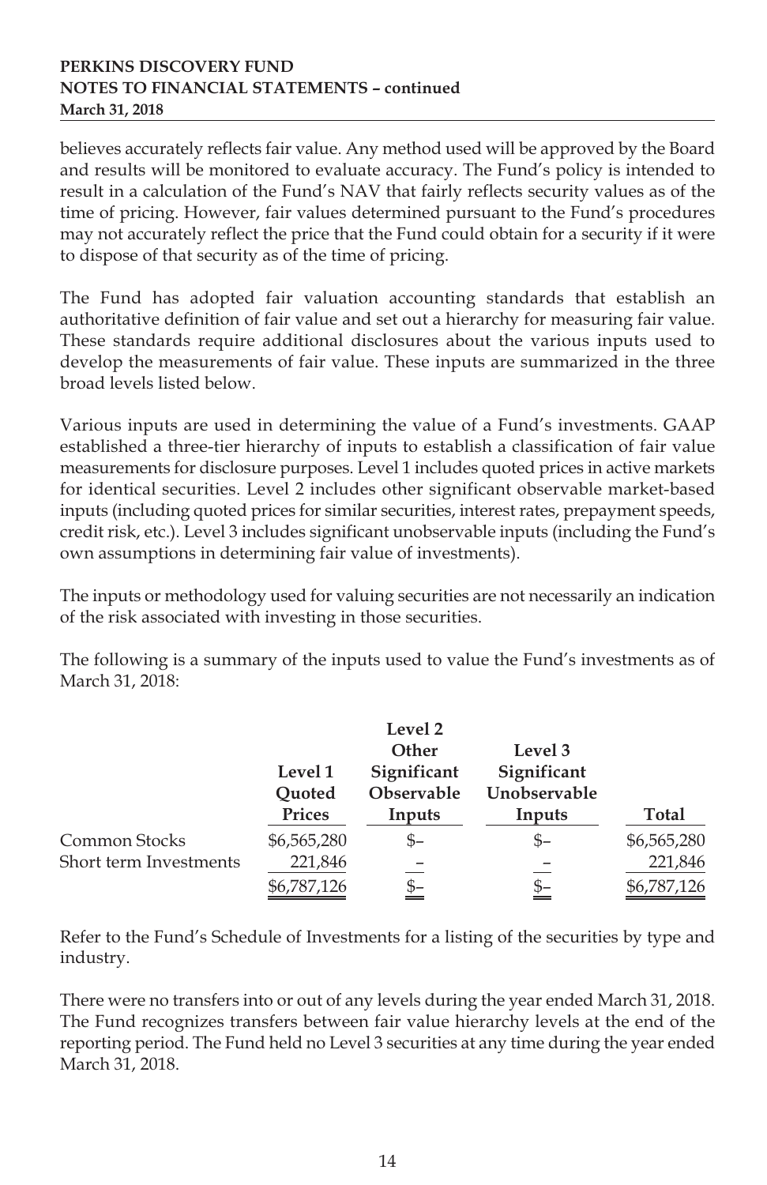believes accurately reflects fair value. Any method used will be approved by the Board and results will be monitored to evaluate accuracy. The Fund's policy is intended to result in a calculation of the Fund's NAV that fairly reflects security values as of the time of pricing. However, fair values determined pursuant to the Fund's procedures may not accurately reflect the price that the Fund could obtain for a security if it were to dispose of that security as of the time of pricing.

The Fund has adopted fair valuation accounting standards that establish an authoritative definition of fair value and set out a hierarchy for measuring fair value. These standards require additional disclosures about the various inputs used to develop the measurements of fair value. These inputs are summarized in the three broad levels listed below.

Various inputs are used in determining the value of a Fund's investments. GAAP established a three-tier hierarchy of inputs to establish a classification of fair value measurements for disclosure purposes. Level 1 includes quoted prices in active markets for identical securities. Level 2 includes other significant observable market-based inputs (including quoted prices for similar securities, interest rates, prepayment speeds, credit risk, etc.). Level 3 includes significant unobservable inputs (including the Fund's own assumptions in determining fair value of investments).

The inputs or methodology used for valuing securities are not necessarily an indication of the risk associated with investing in those securities.

The following is a summary of the inputs used to value the Fund's investments as of March 31, 2018:

| | Level 1 Quoted Prices | Level 2 Other Significant Observable Inputs | Level 3 Significant Unobservable Inputs | Total |
|---|---|---|---|---|
| Common Stocks | $6,565,280 | $– | $– | $6,565,280 |
| Short term Investments | 221,846 | – | – | 221,846 |
| | $6,787,126 | $– | $– | $6,787,126 |

Refer to the Fund's Schedule of Investments for a listing of the securities by type and industry.

There were no transfers into or out of any levels during the year ended March 31, 2018. The Fund recognizes transfers between fair value hierarchy levels at the end of the reporting period. The Fund held no Level 3 securities at any time during the year ended March 31, 2018.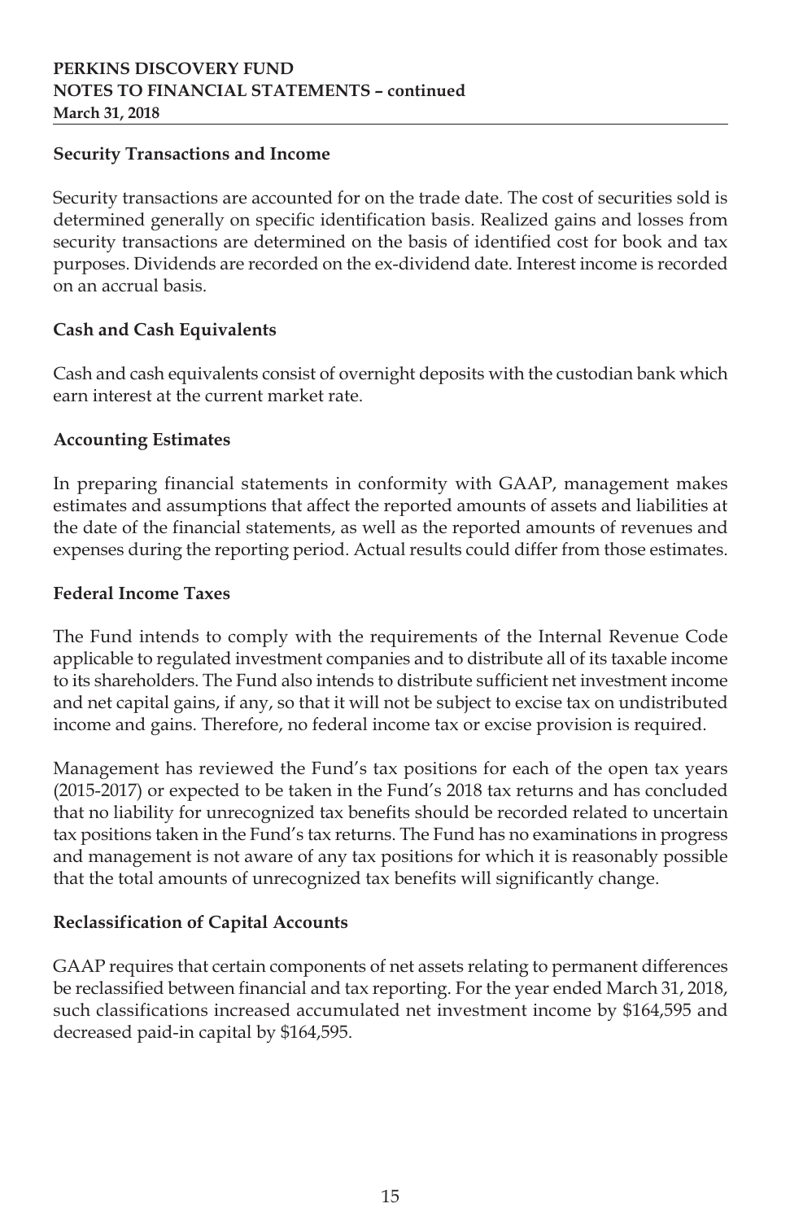### Security Transactions and Income

Security transactions are accounted for on the trade date. The cost of securities sold is determined generally on specific identification basis. Realized gains and losses from security transactions are determined on the basis of identified cost for book and tax purposes. Dividends are recorded on the ex-dividend date. Interest income is recorded on an accrual basis.

### Cash and Cash Equivalents

Cash and cash equivalents consist of overnight deposits with the custodian bank which earn interest at the current market rate.

### Accounting Estimates

In preparing financial statements in conformity with GAAP, management makes estimates and assumptions that affect the reported amounts of assets and liabilities at the date of the financial statements, as well as the reported amounts of revenues and expenses during the reporting period. Actual results could differ from those estimates.

### Federal Income Taxes

The Fund intends to comply with the requirements of the Internal Revenue Code applicable to regulated investment companies and to distribute all of its taxable income to its shareholders. The Fund also intends to distribute sufficient net investment income and net capital gains, if any, so that it will not be subject to excise tax on undistributed income and gains. Therefore, no federal income tax or excise provision is required.

Management has reviewed the Fund's tax positions for each of the open tax years (2015-2017) or expected to be taken in the Fund's 2018 tax returns and has concluded that no liability for unrecognized tax benefits should be recorded related to uncertain tax positions taken in the Fund's tax returns. The Fund has no examinations in progress and management is not aware of any tax positions for which it is reasonably possible that the total amounts of unrecognized tax benefits will significantly change.

### Reclassification of Capital Accounts

GAAP requires that certain components of net assets relating to permanent differences be reclassified between financial and tax reporting. For the year ended March 31, 2018, such classifications increased accumulated net investment income by $164,595 and decreased paid-in capital by $164,595.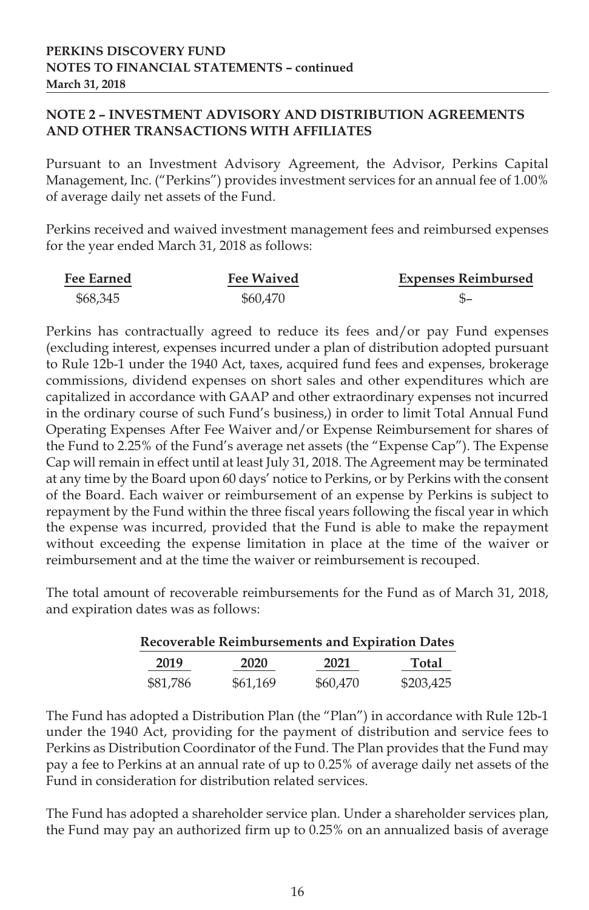**PERKINS DISCOVERY FUND**
**NOTES TO FINANCIAL STATEMENTS – continued**
**March 31, 2018**

## NOTE 2 – INVESTMENT ADVISORY AND DISTRIBUTION AGREEMENTS AND OTHER TRANSACTIONS WITH AFFILIATES

Pursuant to an Investment Advisory Agreement, the Advisor, Perkins Capital Management, Inc. ("Perkins") provides investment services for an annual fee of 1.00% of average daily net assets of the Fund.

Perkins received and waived investment management fees and reimbursed expenses for the year ended March 31, 2018 as follows:

| Fee Earned | Fee Waived | Expenses Reimbursed |
|---|---|---|
| $68,345 | $60,470 | $– |

Perkins has contractually agreed to reduce its fees and/or pay Fund expenses (excluding interest, expenses incurred under a plan of distribution adopted pursuant to Rule 12b-1 under the 1940 Act, taxes, acquired fund fees and expenses, brokerage commissions, dividend expenses on short sales and other expenditures which are capitalized in accordance with GAAP and other extraordinary expenses not incurred in the ordinary course of such Fund's business,) in order to limit Total Annual Fund Operating Expenses After Fee Waiver and/or Expense Reimbursement for shares of the Fund to 2.25% of the Fund's average net assets (the "Expense Cap"). The Expense Cap will remain in effect until at least July 31, 2018. The Agreement may be terminated at any time by the Board upon 60 days' notice to Perkins, or by Perkins with the consent of the Board. Each waiver or reimbursement of an expense by Perkins is subject to repayment by the Fund within the three fiscal years following the fiscal year in which the expense was incurred, provided that the Fund is able to make the repayment without exceeding the expense limitation in place at the time of the waiver or reimbursement and at the time the waiver or reimbursement is recouped.

The total amount of recoverable reimbursements for the Fund as of March 31, 2018, and expiration dates was as follows:

| Recoverable Reimbursements and Expiration Dates | | | |
|---|---|---|---|
| **2019** | **2020** | **2021** | **Total** |
| $81,786 | $61,169 | $60,470 | $203,425 |

The Fund has adopted a Distribution Plan (the "Plan") in accordance with Rule 12b-1 under the 1940 Act, providing for the payment of distribution and service fees to Perkins as Distribution Coordinator of the Fund. The Plan provides that the Fund may pay a fee to Perkins at an annual rate of up to 0.25% of average daily net assets of the Fund in consideration for distribution related services.

The Fund has adopted a shareholder service plan. Under a shareholder services plan, the Fund may pay an authorized firm up to 0.25% on an annualized basis of average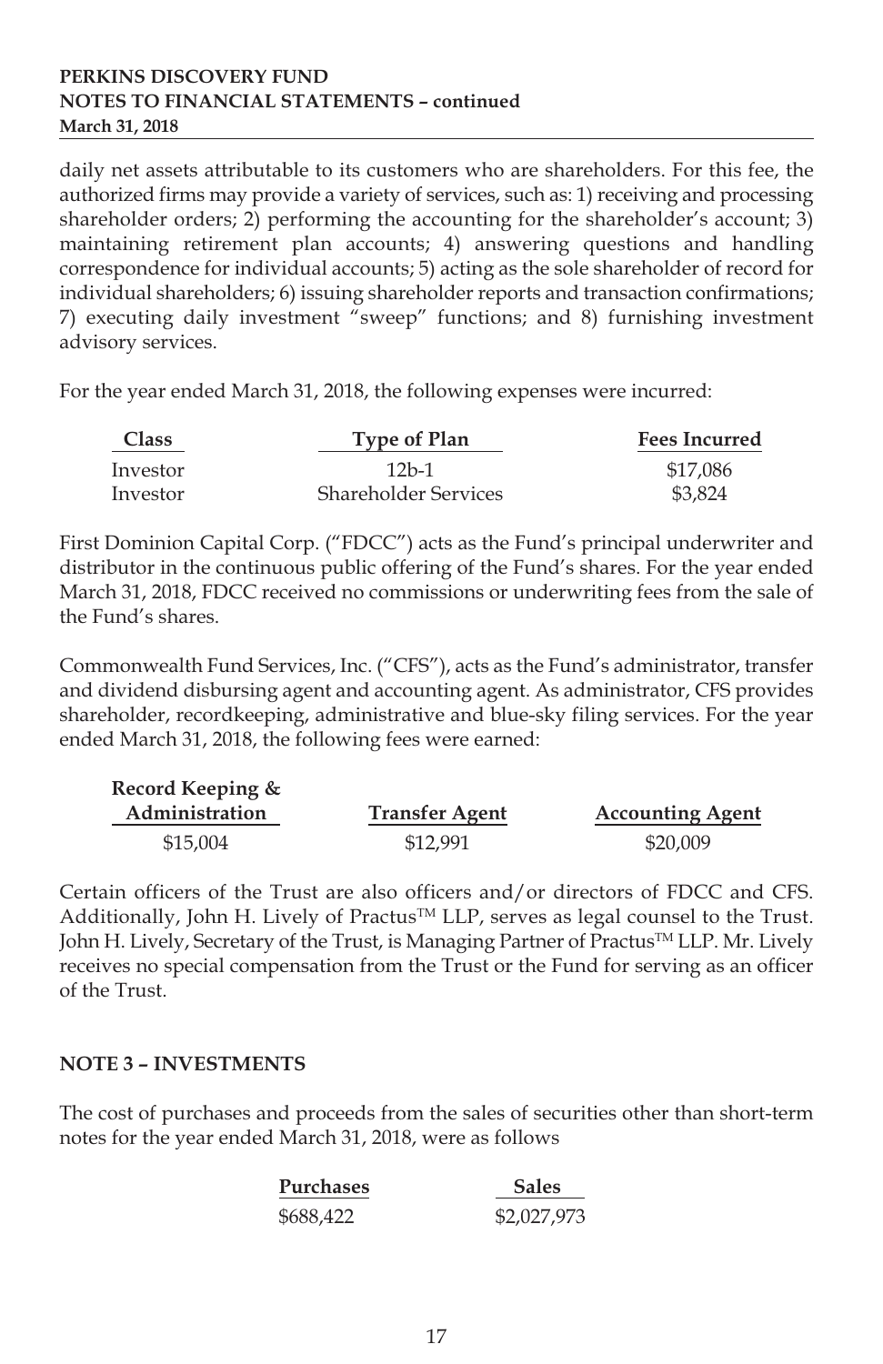daily net assets attributable to its customers who are shareholders. For this fee, the authorized firms may provide a variety of services, such as: 1) receiving and processing shareholder orders; 2) performing the accounting for the shareholder's account; 3) maintaining retirement plan accounts; 4) answering questions and handling correspondence for individual accounts; 5) acting as the sole shareholder of record for individual shareholders; 6) issuing shareholder reports and transaction confirmations; 7) executing daily investment "sweep" functions; and 8) furnishing investment advisory services.

For the year ended March 31, 2018, the following expenses were incurred:

| Class | Type of Plan | Fees Incurred |
|---|---|---|
| Investor | 12b-1 | $17,086 |
| Investor | Shareholder Services | $3,824 |

First Dominion Capital Corp. ("FDCC") acts as the Fund's principal underwriter and distributor in the continuous public offering of the Fund's shares. For the year ended March 31, 2018, FDCC received no commissions or underwriting fees from the sale of the Fund's shares.

Commonwealth Fund Services, Inc. ("CFS"), acts as the Fund's administrator, transfer and dividend disbursing agent and accounting agent. As administrator, CFS provides shareholder, recordkeeping, administrative and blue-sky filing services. For the year ended March 31, 2018, the following fees were earned:

| Record Keeping & Administration | Transfer Agent | Accounting Agent |
|---|---|---|
| $15,004 | $12,991 | $20,009 |

Certain officers of the Trust are also officers and/or directors of FDCC and CFS. Additionally, John H. Lively of Practus™ LLP, serves as legal counsel to the Trust. John H. Lively, Secretary of the Trust, is Managing Partner of Practus™ LLP. Mr. Lively receives no special compensation from the Trust or the Fund for serving as an officer of the Trust.

## NOTE 3 – INVESTMENTS

The cost of purchases and proceeds from the sales of securities other than short-term notes for the year ended March 31, 2018, were as follows

| Purchases | Sales |
|---|---|
| $688,422 | $2,027,973 |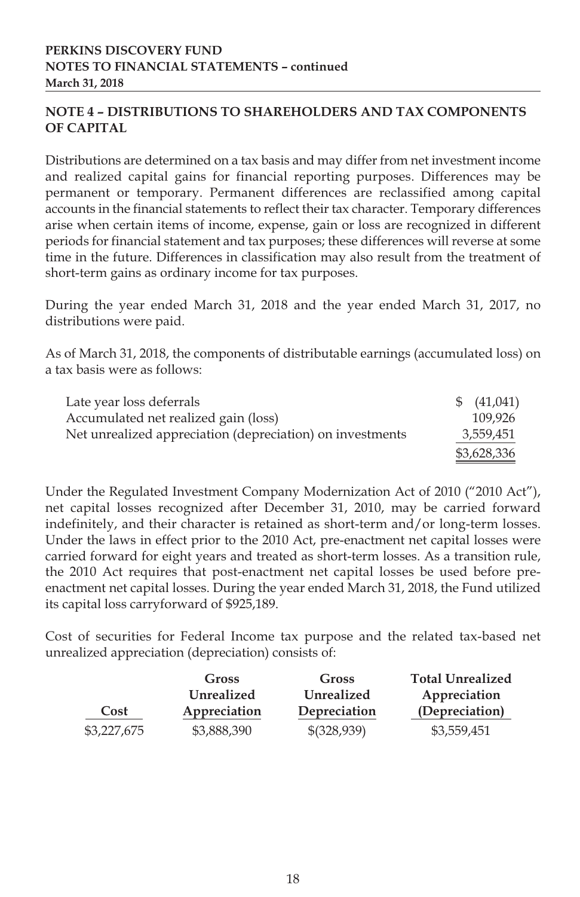**PERKINS DISCOVERY FUND**
**NOTES TO FINANCIAL STATEMENTS – continued**
**March 31, 2018**

## NOTE 4 – DISTRIBUTIONS TO SHAREHOLDERS AND TAX COMPONENTS OF CAPITAL

Distributions are determined on a tax basis and may differ from net investment income and realized capital gains for financial reporting purposes. Differences may be permanent or temporary. Permanent differences are reclassified among capital accounts in the financial statements to reflect their tax character. Temporary differences arise when certain items of income, expense, gain or loss are recognized in different periods for financial statement and tax purposes; these differences will reverse at some time in the future. Differences in classification may also result from the treatment of short-term gains as ordinary income for tax purposes.

During the year ended March 31, 2018 and the year ended March 31, 2017, no distributions were paid.

As of March 31, 2018, the components of distributable earnings (accumulated loss) on a tax basis were as follows:

| | |
|---|---|
| Late year loss deferrals | $ (41,041) |
| Accumulated net realized gain (loss) | 109,926 |
| Net unrealized appreciation (depreciation) on investments | 3,559,451 |
| | $3,628,336 |

Under the Regulated Investment Company Modernization Act of 2010 ("2010 Act"), net capital losses recognized after December 31, 2010, may be carried forward indefinitely, and their character is retained as short-term and/or long-term losses. Under the laws in effect prior to the 2010 Act, pre-enactment net capital losses were carried forward for eight years and treated as short-term losses. As a transition rule, the 2010 Act requires that post-enactment net capital losses be used before pre-enactment net capital losses. During the year ended March 31, 2018, the Fund utilized its capital loss carryforward of $925,189.

Cost of securities for Federal Income tax purpose and the related tax-based net unrealized appreciation (depreciation) consists of:

| Cost | Gross Unrealized Appreciation | Gross Unrealized Depreciation | Total Unrealized Appreciation (Depreciation) |
|---|---|---|---|
| $3,227,675 | $3,888,390 | $(328,939) | $3,559,451 |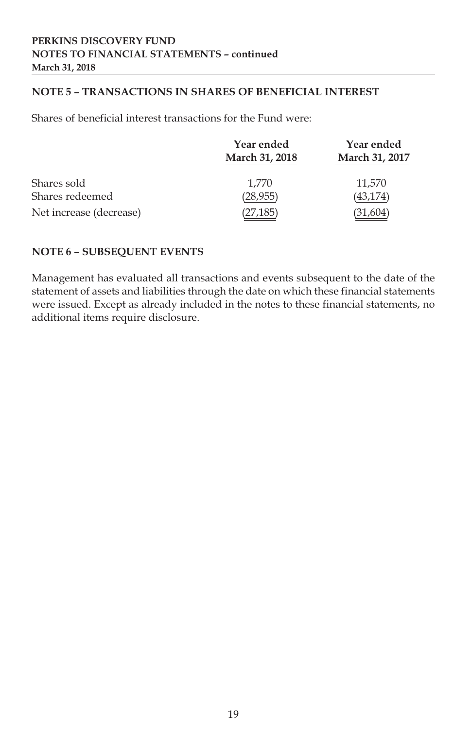## NOTE 5 – TRANSACTIONS IN SHARES OF BENEFICIAL INTEREST

Shares of beneficial interest transactions for the Fund were:

| | Year ended March 31, 2018 | Year ended March 31, 2017 |
|---|---|---|
| Shares sold | 1,770 | 11,570 |
| Shares redeemed | (28,955) | (43,174) |
| Net increase (decrease) | (27,185) | (31,604) |

## NOTE 6 – SUBSEQUENT EVENTS

Management has evaluated all transactions and events subsequent to the date of the statement of assets and liabilities through the date on which these financial statements were issued. Except as already included in the notes to these financial statements, no additional items require disclosure.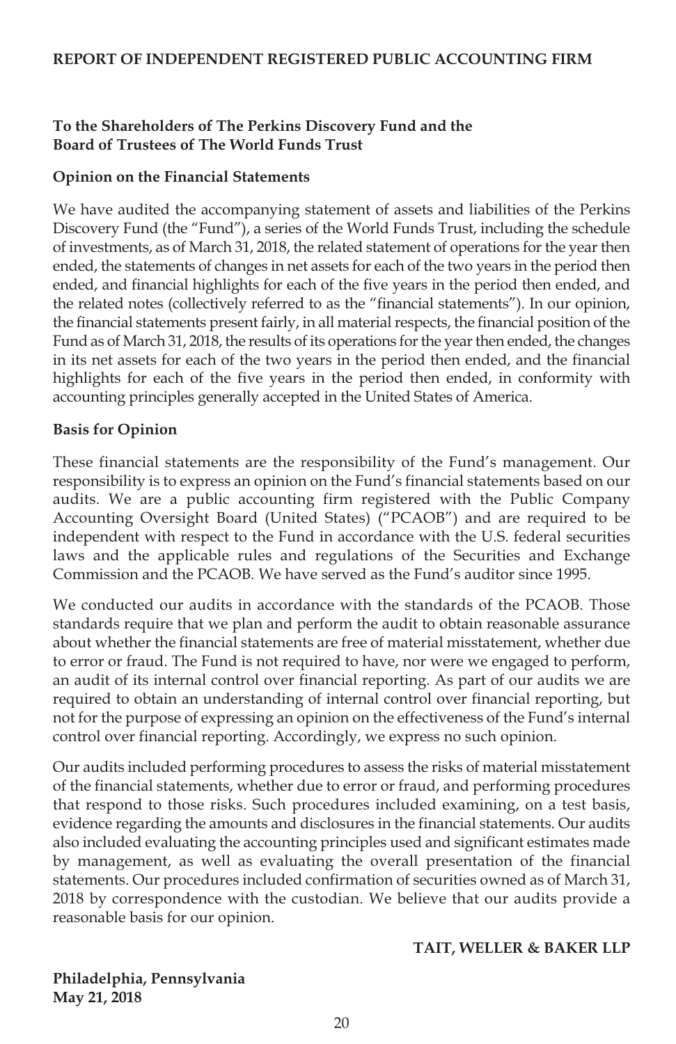# REPORT OF INDEPENDENT REGISTERED PUBLIC ACCOUNTING FIRM

**To the Shareholders of The Perkins Discovery Fund and the Board of Trustees of The World Funds Trust**

## Opinion on the Financial Statements

We have audited the accompanying statement of assets and liabilities of the Perkins Discovery Fund (the "Fund"), a series of the World Funds Trust, including the schedule of investments, as of March 31, 2018, the related statement of operations for the year then ended, the statements of changes in net assets for each of the two years in the period then ended, and financial highlights for each of the five years in the period then ended, and the related notes (collectively referred to as the "financial statements"). In our opinion, the financial statements present fairly, in all material respects, the financial position of the Fund as of March 31, 2018, the results of its operations for the year then ended, the changes in its net assets for each of the two years in the period then ended, and the financial highlights for each of the five years in the period then ended, in conformity with accounting principles generally accepted in the United States of America.

## Basis for Opinion

These financial statements are the responsibility of the Fund's management. Our responsibility is to express an opinion on the Fund's financial statements based on our audits. We are a public accounting firm registered with the Public Company Accounting Oversight Board (United States) ("PCAOB") and are required to be independent with respect to the Fund in accordance with the U.S. federal securities laws and the applicable rules and regulations of the Securities and Exchange Commission and the PCAOB. We have served as the Fund's auditor since 1995.

We conducted our audits in accordance with the standards of the PCAOB. Those standards require that we plan and perform the audit to obtain reasonable assurance about whether the financial statements are free of material misstatement, whether due to error or fraud. The Fund is not required to have, nor were we engaged to perform, an audit of its internal control over financial reporting. As part of our audits we are required to obtain an understanding of internal control over financial reporting, but not for the purpose of expressing an opinion on the effectiveness of the Fund's internal control over financial reporting. Accordingly, we express no such opinion.

Our audits included performing procedures to assess the risks of material misstatement of the financial statements, whether due to error or fraud, and performing procedures that respond to those risks. Such procedures included examining, on a test basis, evidence regarding the amounts and disclosures in the financial statements. Our audits also included evaluating the accounting principles used and significant estimates made by management, as well as evaluating the overall presentation of the financial statements. Our procedures included confirmation of securities owned as of March 31, 2018 by correspondence with the custodian. We believe that our audits provide a reasonable basis for our opinion.

**TAIT, WELLER & BAKER LLP**

**Philadelphia, Pennsylvania**
**May 21, 2018**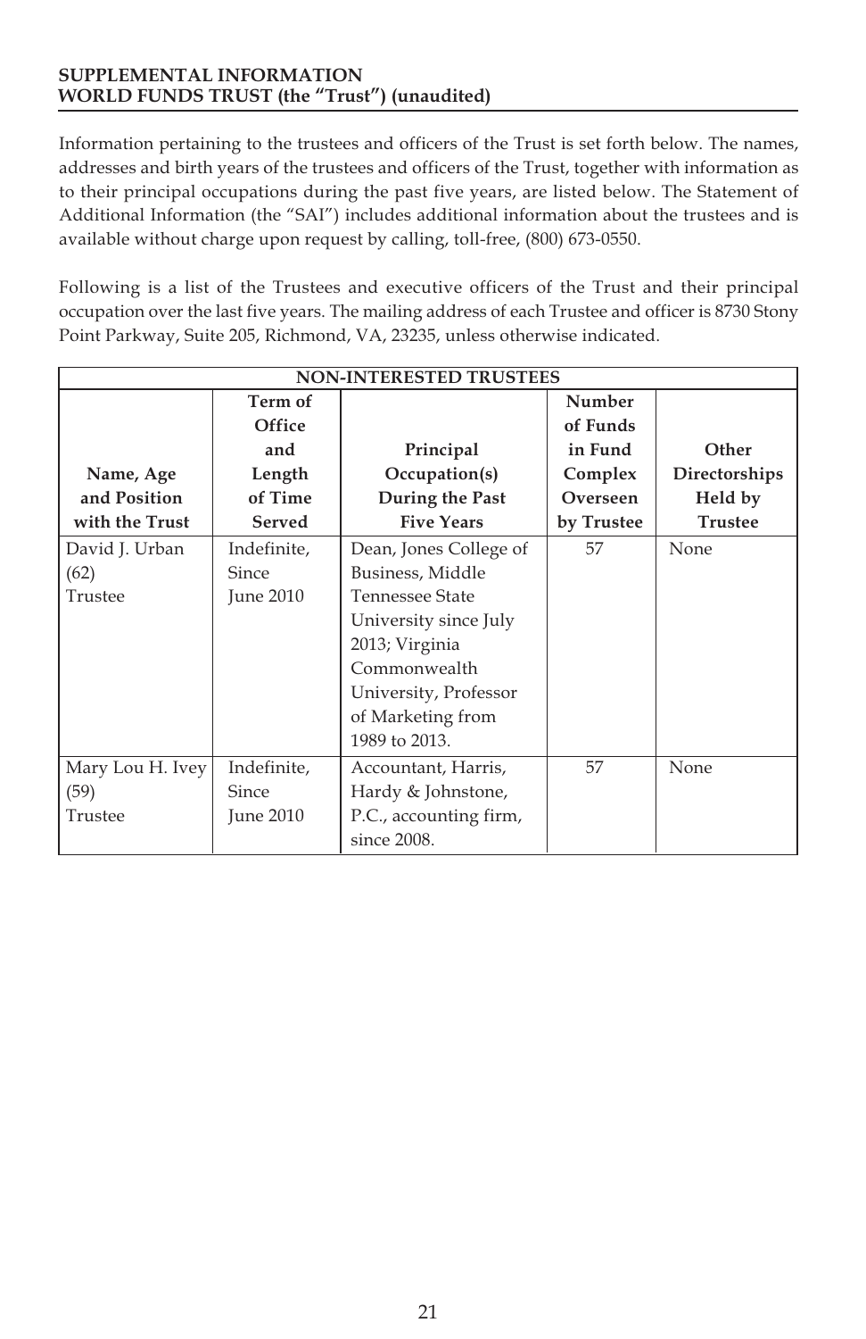**SUPPLEMENTAL INFORMATION**
**WORLD FUNDS TRUST (the "Trust") (unaudited)**

Information pertaining to the trustees and officers of the Trust is set forth below. The names, addresses and birth years of the trustees and officers of the Trust, together with information as to their principal occupations during the past five years, are listed below. The Statement of Additional Information (the "SAI") includes additional information about the trustees and is available without charge upon request by calling, toll-free, (800) 673-0550.

Following is a list of the Trustees and executive officers of the Trust and their principal occupation over the last five years. The mailing address of each Trustee and officer is 8730 Stony Point Parkway, Suite 205, Richmond, VA, 23235, unless otherwise indicated.

| NON-INTERESTED TRUSTEES | | | | |
|---|---|---|---|---|
| **Name, Age and Position with the Trust** | **Term of Office and Length of Time Served** | **Principal Occupation(s) During the Past Five Years** | **Number of Funds in Fund Complex Overseen by Trustee** | **Other Directorships Held by Trustee** |
| David J. Urban (62) Trustee | Indefinite, Since June 2010 | Dean, Jones College of Business, Middle Tennessee State University since July 2013; Virginia Commonwealth University, Professor of Marketing from 1989 to 2013. | 57 | None |
| Mary Lou H. Ivey (59) Trustee | Indefinite, Since June 2010 | Accountant, Harris, Hardy & Johnstone, P.C., accounting firm, since 2008. | 57 | None |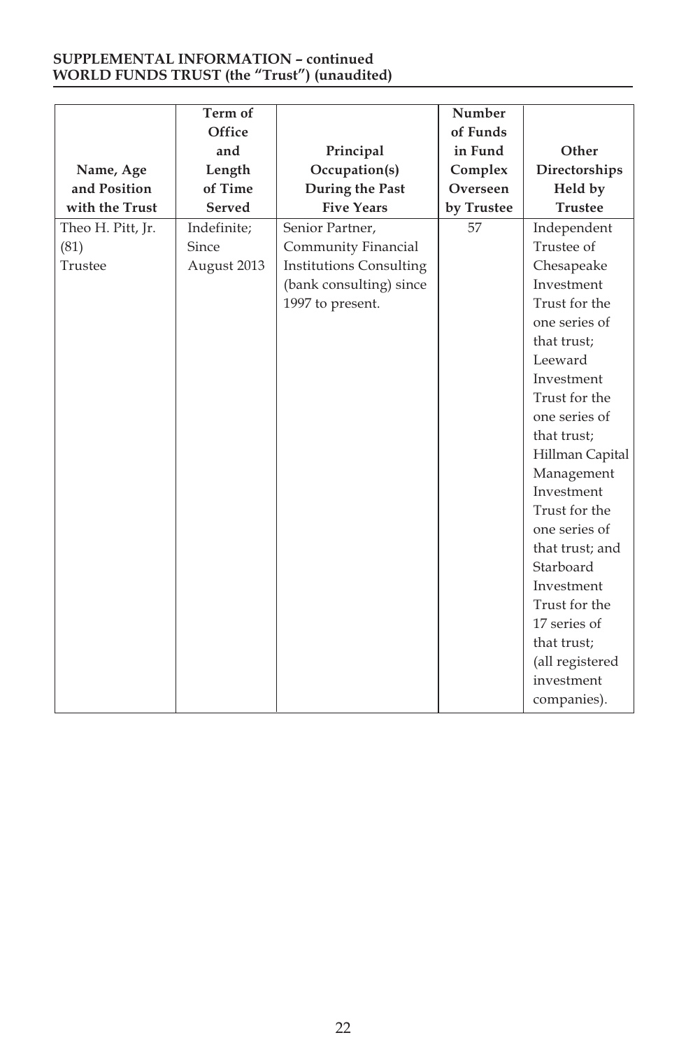**SUPPLEMENTAL INFORMATION – continued**
**WORLD FUNDS TRUST (the "Trust") (unaudited)**

| Name, Age and Position with the Trust | Term of Office and Length of Time Served | Principal Occupation(s) During the Past Five Years | Number of Funds in Fund Complex Overseen by Trustee | Other Directorships Held by Trustee |
|---|---|---|---|---|
| Theo H. Pitt, Jr. (81) Trustee | Indefinite; Since August 2013 | Senior Partner, Community Financial Institutions Consulting (bank consulting) since 1997 to present. | 57 | Independent Trustee of Chesapeake Investment Trust for the one series of that trust; Leeward Investment Trust for the one series of that trust; Hillman Capital Management Investment Trust for the one series of that trust; and Starboard Investment Trust for the 17 series of that trust; (all registered investment companies). |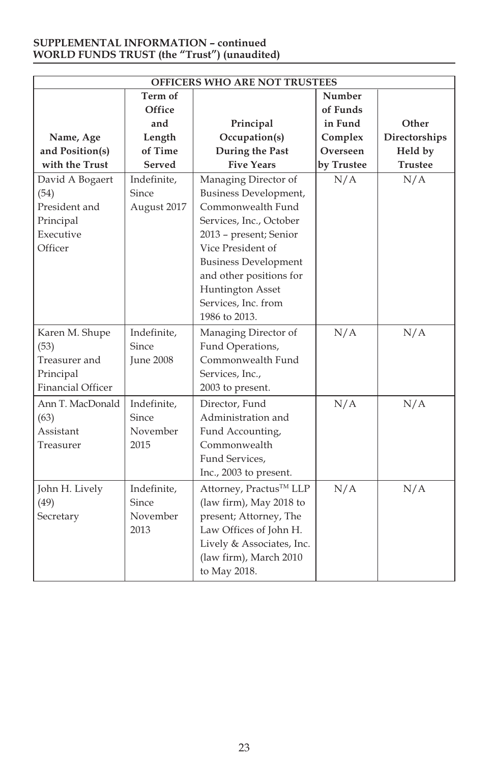**SUPPLEMENTAL INFORMATION – continued**
**WORLD FUNDS TRUST (the "Trust") (unaudited)**

| OFFICERS WHO ARE NOT TRUSTEES | | | | |
|---|---|---|---|---|
| **Name, Age and Position(s) with the Trust** | **Term of Office and Length of Time Served** | **Principal Occupation(s) During the Past Five Years** | **Number of Funds in Fund Complex Overseen by Trustee** | **Other Directorships Held by Trustee** |
| David A Bogaert (54) President and Principal Executive Officer | Indefinite, Since August 2017 | Managing Director of Business Development, Commonwealth Fund Services, Inc., October 2013 – present; Senior Vice President of Business Development and other positions for Huntington Asset Services, Inc. from 1986 to 2013. | N/A | N/A |
| Karen M. Shupe (53) Treasurer and Principal Financial Officer | Indefinite, Since June 2008 | Managing Director of Fund Operations, Commonwealth Fund Services, Inc., 2003 to present. | N/A | N/A |
| Ann T. MacDonald (63) Assistant Treasurer | Indefinite, Since November 2015 | Director, Fund Administration and Fund Accounting, Commonwealth Fund Services, Inc., 2003 to present. | N/A | N/A |
| John H. Lively (49) Secretary | Indefinite, Since November 2013 | Attorney, Practus™ LLP (law firm), May 2018 to present; Attorney, The Law Offices of John H. Lively & Associates, Inc. (law firm), March 2010 to May 2018. | N/A | N/A |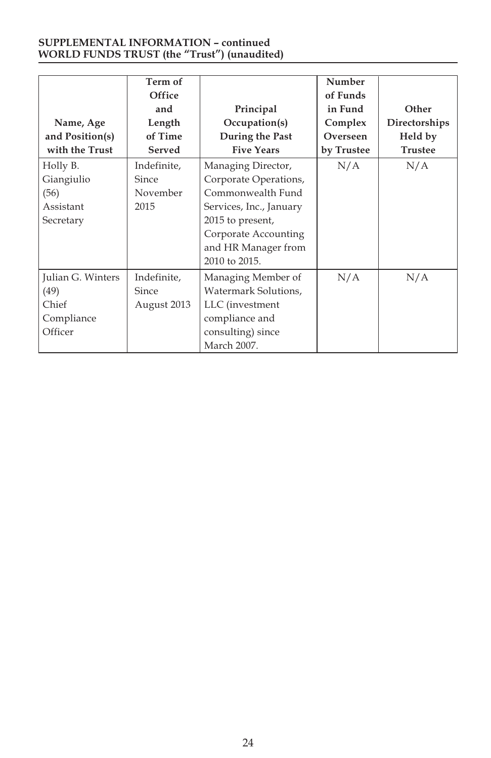**SUPPLEMENTAL INFORMATION – continued**
**WORLD FUNDS TRUST (the "Trust") (unaudited)**

| Name, Age and Position(s) with the Trust | Term of Office and Length of Time Served | Principal Occupation(s) During the Past Five Years | Number of Funds in Fund Complex Overseen by Trustee | Other Directorships Held by Trustee |
|---|---|---|---|---|
| Holly B. Giangiulio (56) Assistant Secretary | Indefinite, Since November 2015 | Managing Director, Corporate Operations, Commonwealth Fund Services, Inc., January 2015 to present, Corporate Accounting and HR Manager from 2010 to 2015. | N/A | N/A |
| Julian G. Winters (49) Chief Compliance Officer | Indefinite, Since August 2013 | Managing Member of Watermark Solutions, LLC (investment compliance and consulting) since March 2007. | N/A | N/A |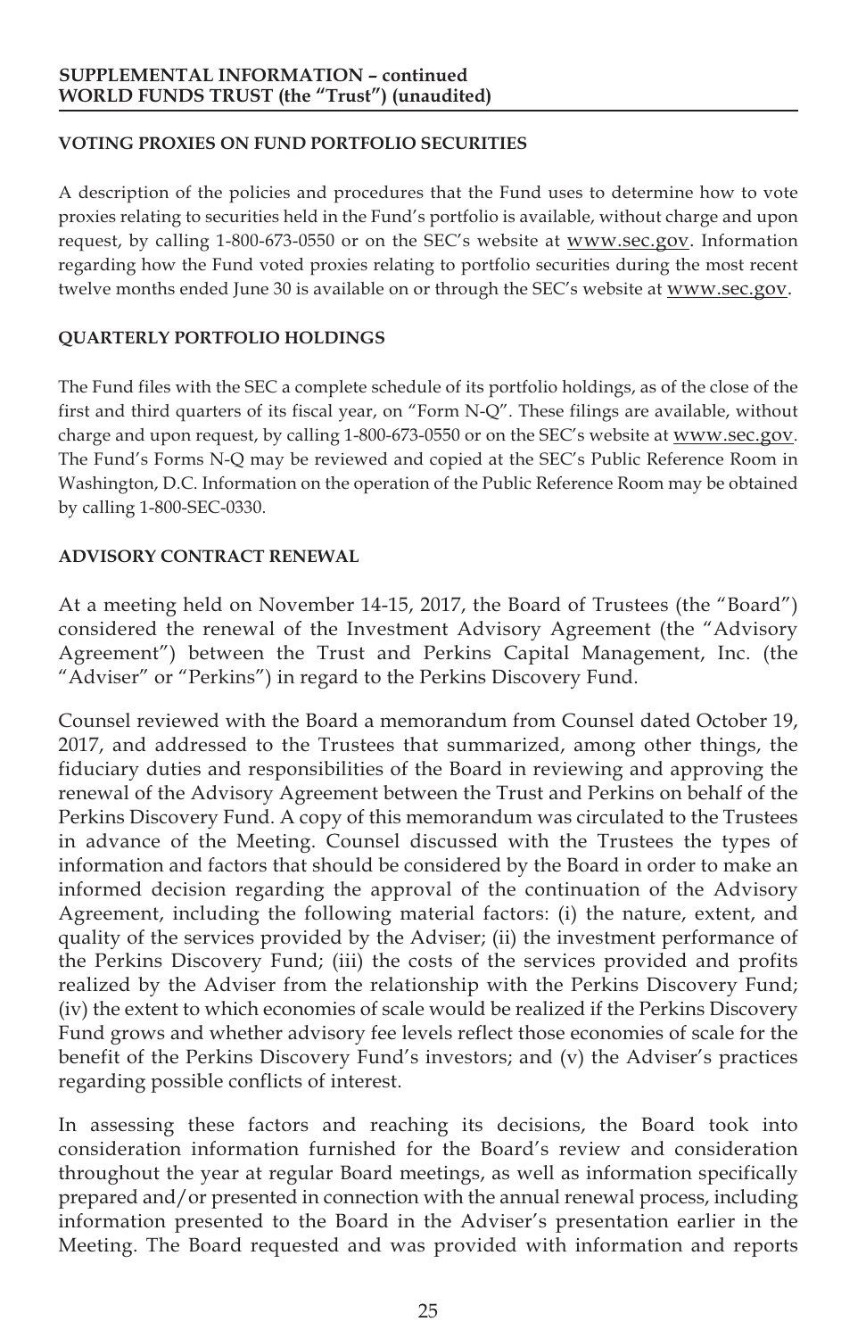## VOTING PROXIES ON FUND PORTFOLIO SECURITIES

A description of the policies and procedures that the Fund uses to determine how to vote proxies relating to securities held in the Fund's portfolio is available, without charge and upon request, by calling 1-800-673-0550 or on the SEC's website at www.sec.gov. Information regarding how the Fund voted proxies relating to portfolio securities during the most recent twelve months ended June 30 is available on or through the SEC's website at www.sec.gov.

## QUARTERLY PORTFOLIO HOLDINGS

The Fund files with the SEC a complete schedule of its portfolio holdings, as of the close of the first and third quarters of its fiscal year, on "Form N-Q". These filings are available, without charge and upon request, by calling 1-800-673-0550 or on the SEC's website at www.sec.gov. The Fund's Forms N-Q may be reviewed and copied at the SEC's Public Reference Room in Washington, D.C. Information on the operation of the Public Reference Room may be obtained by calling 1-800-SEC-0330.

## ADVISORY CONTRACT RENEWAL

At a meeting held on November 14-15, 2017, the Board of Trustees (the "Board") considered the renewal of the Investment Advisory Agreement (the "Advisory Agreement") between the Trust and Perkins Capital Management, Inc. (the "Adviser" or "Perkins") in regard to the Perkins Discovery Fund.

Counsel reviewed with the Board a memorandum from Counsel dated October 19, 2017, and addressed to the Trustees that summarized, among other things, the fiduciary duties and responsibilities of the Board in reviewing and approving the renewal of the Advisory Agreement between the Trust and Perkins on behalf of the Perkins Discovery Fund. A copy of this memorandum was circulated to the Trustees in advance of the Meeting. Counsel discussed with the Trustees the types of information and factors that should be considered by the Board in order to make an informed decision regarding the approval of the continuation of the Advisory Agreement, including the following material factors: (i) the nature, extent, and quality of the services provided by the Adviser; (ii) the investment performance of the Perkins Discovery Fund; (iii) the costs of the services provided and profits realized by the Adviser from the relationship with the Perkins Discovery Fund; (iv) the extent to which economies of scale would be realized if the Perkins Discovery Fund grows and whether advisory fee levels reflect those economies of scale for the benefit of the Perkins Discovery Fund's investors; and (v) the Adviser's practices regarding possible conflicts of interest.

In assessing these factors and reaching its decisions, the Board took into consideration information furnished for the Board's review and consideration throughout the year at regular Board meetings, as well as information specifically prepared and/or presented in connection with the annual renewal process, including information presented to the Board in the Adviser's presentation earlier in the Meeting. The Board requested and was provided with information and reports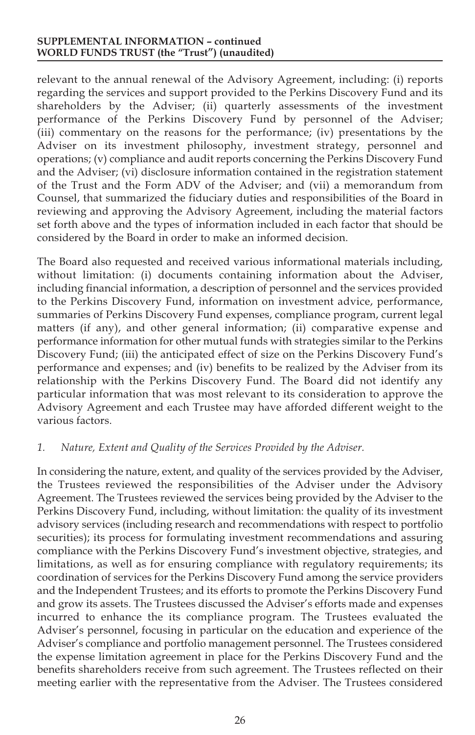relevant to the annual renewal of the Advisory Agreement, including: (i) reports regarding the services and support provided to the Perkins Discovery Fund and its shareholders by the Adviser; (ii) quarterly assessments of the investment performance of the Perkins Discovery Fund by personnel of the Adviser; (iii) commentary on the reasons for the performance; (iv) presentations by the Adviser on its investment philosophy, investment strategy, personnel and operations; (v) compliance and audit reports concerning the Perkins Discovery Fund and the Adviser; (vi) disclosure information contained in the registration statement of the Trust and the Form ADV of the Adviser; and (vii) a memorandum from Counsel, that summarized the fiduciary duties and responsibilities of the Board in reviewing and approving the Advisory Agreement, including the material factors set forth above and the types of information included in each factor that should be considered by the Board in order to make an informed decision.

The Board also requested and received various informational materials including, without limitation: (i) documents containing information about the Adviser, including financial information, a description of personnel and the services provided to the Perkins Discovery Fund, information on investment advice, performance, summaries of Perkins Discovery Fund expenses, compliance program, current legal matters (if any), and other general information; (ii) comparative expense and performance information for other mutual funds with strategies similar to the Perkins Discovery Fund; (iii) the anticipated effect of size on the Perkins Discovery Fund's performance and expenses; and (iv) benefits to be realized by the Adviser from its relationship with the Perkins Discovery Fund. The Board did not identify any particular information that was most relevant to its consideration to approve the Advisory Agreement and each Trustee may have afforded different weight to the various factors.

*1. Nature, Extent and Quality of the Services Provided by the Adviser.*

In considering the nature, extent, and quality of the services provided by the Adviser, the Trustees reviewed the responsibilities of the Adviser under the Advisory Agreement. The Trustees reviewed the services being provided by the Adviser to the Perkins Discovery Fund, including, without limitation: the quality of its investment advisory services (including research and recommendations with respect to portfolio securities); its process for formulating investment recommendations and assuring compliance with the Perkins Discovery Fund's investment objective, strategies, and limitations, as well as for ensuring compliance with regulatory requirements; its coordination of services for the Perkins Discovery Fund among the service providers and the Independent Trustees; and its efforts to promote the Perkins Discovery Fund and grow its assets. The Trustees discussed the Adviser's efforts made and expenses incurred to enhance the its compliance program. The Trustees evaluated the Adviser's personnel, focusing in particular on the education and experience of the Adviser's compliance and portfolio management personnel. The Trustees considered the expense limitation agreement in place for the Perkins Discovery Fund and the benefits shareholders receive from such agreement. The Trustees reflected on their meeting earlier with the representative from the Adviser. The Trustees considered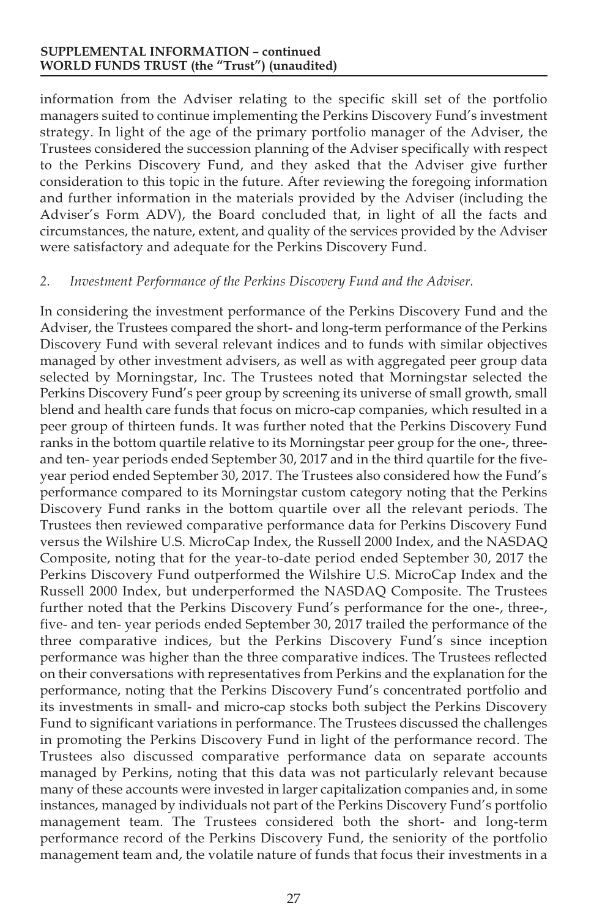information from the Adviser relating to the specific skill set of the portfolio managers suited to continue implementing the Perkins Discovery Fund's investment strategy. In light of the age of the primary portfolio manager of the Adviser, the Trustees considered the succession planning of the Adviser specifically with respect to the Perkins Discovery Fund, and they asked that the Adviser give further consideration to this topic in the future. After reviewing the foregoing information and further information in the materials provided by the Adviser (including the Adviser's Form ADV), the Board concluded that, in light of all the facts and circumstances, the nature, extent, and quality of the services provided by the Adviser were satisfactory and adequate for the Perkins Discovery Fund.

*2. Investment Performance of the Perkins Discovery Fund and the Adviser.*

In considering the investment performance of the Perkins Discovery Fund and the Adviser, the Trustees compared the short- and long-term performance of the Perkins Discovery Fund with several relevant indices and to funds with similar objectives managed by other investment advisers, as well as with aggregated peer group data selected by Morningstar, Inc. The Trustees noted that Morningstar selected the Perkins Discovery Fund's peer group by screening its universe of small growth, small blend and health care funds that focus on micro-cap companies, which resulted in a peer group of thirteen funds. It was further noted that the Perkins Discovery Fund ranks in the bottom quartile relative to its Morningstar peer group for the one-, three- and ten- year periods ended September 30, 2017 and in the third quartile for the five-year period ended September 30, 2017. The Trustees also considered how the Fund's performance compared to its Morningstar custom category noting that the Perkins Discovery Fund ranks in the bottom quartile over all the relevant periods. The Trustees then reviewed comparative performance data for Perkins Discovery Fund versus the Wilshire U.S. MicroCap Index, the Russell 2000 Index, and the NASDAQ Composite, noting that for the year-to-date period ended September 30, 2017 the Perkins Discovery Fund outperformed the Wilshire U.S. MicroCap Index and the Russell 2000 Index, but underperformed the NASDAQ Composite. The Trustees further noted that the Perkins Discovery Fund's performance for the one-, three-, five- and ten- year periods ended September 30, 2017 trailed the performance of the three comparative indices, but the Perkins Discovery Fund's since inception performance was higher than the three comparative indices. The Trustees reflected on their conversations with representatives from Perkins and the explanation for the performance, noting that the Perkins Discovery Fund's concentrated portfolio and its investments in small- and micro-cap stocks both subject the Perkins Discovery Fund to significant variations in performance. The Trustees discussed the challenges in promoting the Perkins Discovery Fund in light of the performance record. The Trustees also discussed comparative performance data on separate accounts managed by Perkins, noting that this data was not particularly relevant because many of these accounts were invested in larger capitalization companies and, in some instances, managed by individuals not part of the Perkins Discovery Fund's portfolio management team. The Trustees considered both the short- and long-term performance record of the Perkins Discovery Fund, the seniority of the portfolio management team and, the volatile nature of funds that focus their investments in a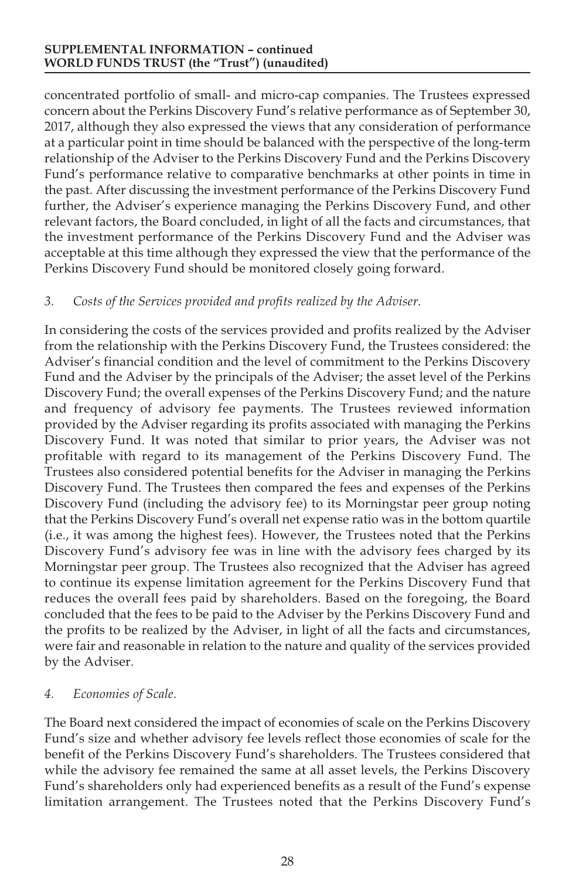concentrated portfolio of small- and micro-cap companies. The Trustees expressed concern about the Perkins Discovery Fund's relative performance as of September 30, 2017, although they also expressed the views that any consideration of performance at a particular point in time should be balanced with the perspective of the long-term relationship of the Adviser to the Perkins Discovery Fund and the Perkins Discovery Fund's performance relative to comparative benchmarks at other points in time in the past. After discussing the investment performance of the Perkins Discovery Fund further, the Adviser's experience managing the Perkins Discovery Fund, and other relevant factors, the Board concluded, in light of all the facts and circumstances, that the investment performance of the Perkins Discovery Fund and the Adviser was acceptable at this time although they expressed the view that the performance of the Perkins Discovery Fund should be monitored closely going forward.

*3. Costs of the Services provided and profits realized by the Adviser.*

In considering the costs of the services provided and profits realized by the Adviser from the relationship with the Perkins Discovery Fund, the Trustees considered: the Adviser's financial condition and the level of commitment to the Perkins Discovery Fund and the Adviser by the principals of the Adviser; the asset level of the Perkins Discovery Fund; the overall expenses of the Perkins Discovery Fund; and the nature and frequency of advisory fee payments. The Trustees reviewed information provided by the Adviser regarding its profits associated with managing the Perkins Discovery Fund. It was noted that similar to prior years, the Adviser was not profitable with regard to its management of the Perkins Discovery Fund. The Trustees also considered potential benefits for the Adviser in managing the Perkins Discovery Fund. The Trustees then compared the fees and expenses of the Perkins Discovery Fund (including the advisory fee) to its Morningstar peer group noting that the Perkins Discovery Fund's overall net expense ratio was in the bottom quartile (i.e., it was among the highest fees). However, the Trustees noted that the Perkins Discovery Fund's advisory fee was in line with the advisory fees charged by its Morningstar peer group. The Trustees also recognized that the Adviser has agreed to continue its expense limitation agreement for the Perkins Discovery Fund that reduces the overall fees paid by shareholders. Based on the foregoing, the Board concluded that the fees to be paid to the Adviser by the Perkins Discovery Fund and the profits to be realized by the Adviser, in light of all the facts and circumstances, were fair and reasonable in relation to the nature and quality of the services provided by the Adviser.

*4. Economies of Scale.*

The Board next considered the impact of economies of scale on the Perkins Discovery Fund's size and whether advisory fee levels reflect those economies of scale for the benefit of the Perkins Discovery Fund's shareholders. The Trustees considered that while the advisory fee remained the same at all asset levels, the Perkins Discovery Fund's shareholders only had experienced benefits as a result of the Fund's expense limitation arrangement. The Trustees noted that the Perkins Discovery Fund's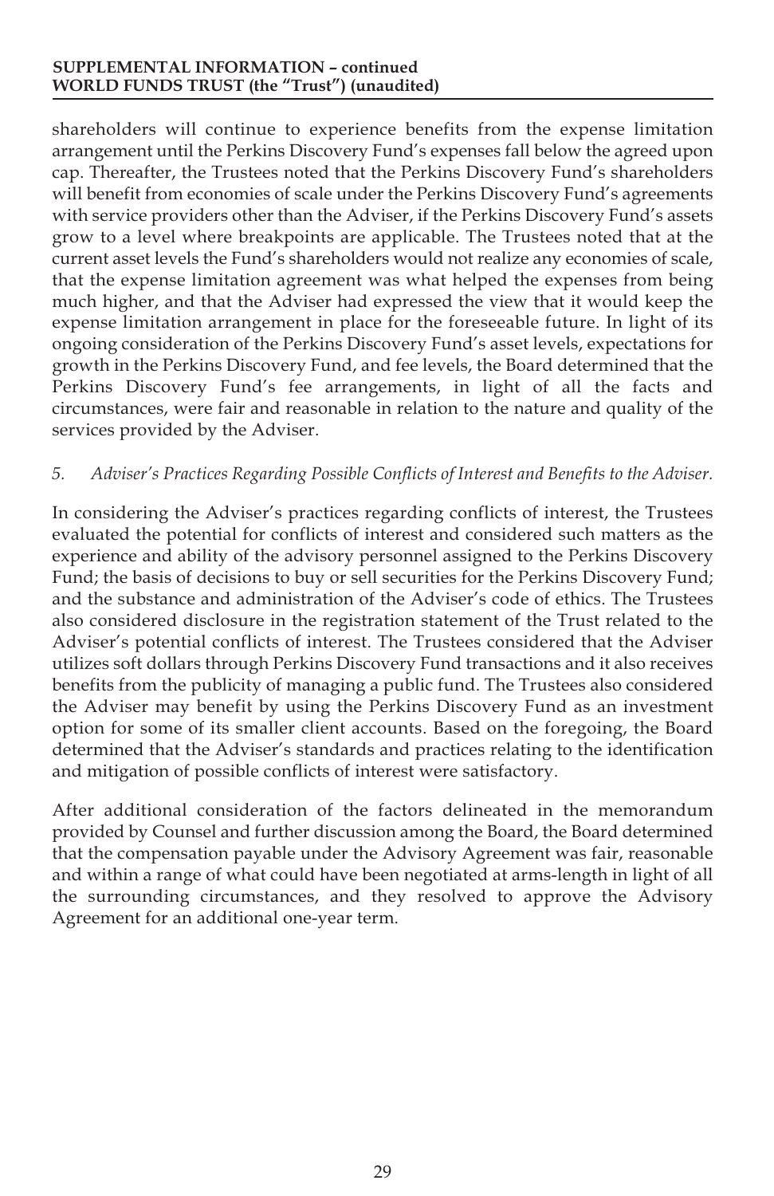shareholders will continue to experience benefits from the expense limitation arrangement until the Perkins Discovery Fund's expenses fall below the agreed upon cap. Thereafter, the Trustees noted that the Perkins Discovery Fund's shareholders will benefit from economies of scale under the Perkins Discovery Fund's agreements with service providers other than the Adviser, if the Perkins Discovery Fund's assets grow to a level where breakpoints are applicable. The Trustees noted that at the current asset levels the Fund's shareholders would not realize any economies of scale, that the expense limitation agreement was what helped the expenses from being much higher, and that the Adviser had expressed the view that it would keep the expense limitation arrangement in place for the foreseeable future. In light of its ongoing consideration of the Perkins Discovery Fund's asset levels, expectations for growth in the Perkins Discovery Fund, and fee levels, the Board determined that the Perkins Discovery Fund's fee arrangements, in light of all the facts and circumstances, were fair and reasonable in relation to the nature and quality of the services provided by the Adviser.

*5. Adviser's Practices Regarding Possible Conflicts of Interest and Benefits to the Adviser.*

In considering the Adviser's practices regarding conflicts of interest, the Trustees evaluated the potential for conflicts of interest and considered such matters as the experience and ability of the advisory personnel assigned to the Perkins Discovery Fund; the basis of decisions to buy or sell securities for the Perkins Discovery Fund; and the substance and administration of the Adviser's code of ethics. The Trustees also considered disclosure in the registration statement of the Trust related to the Adviser's potential conflicts of interest. The Trustees considered that the Adviser utilizes soft dollars through Perkins Discovery Fund transactions and it also receives benefits from the publicity of managing a public fund. The Trustees also considered the Adviser may benefit by using the Perkins Discovery Fund as an investment option for some of its smaller client accounts. Based on the foregoing, the Board determined that the Adviser's standards and practices relating to the identification and mitigation of possible conflicts of interest were satisfactory.

After additional consideration of the factors delineated in the memorandum provided by Counsel and further discussion among the Board, the Board determined that the compensation payable under the Advisory Agreement was fair, reasonable and within a range of what could have been negotiated at arms-length in light of all the surrounding circumstances, and they resolved to approve the Advisory Agreement for an additional one-year term.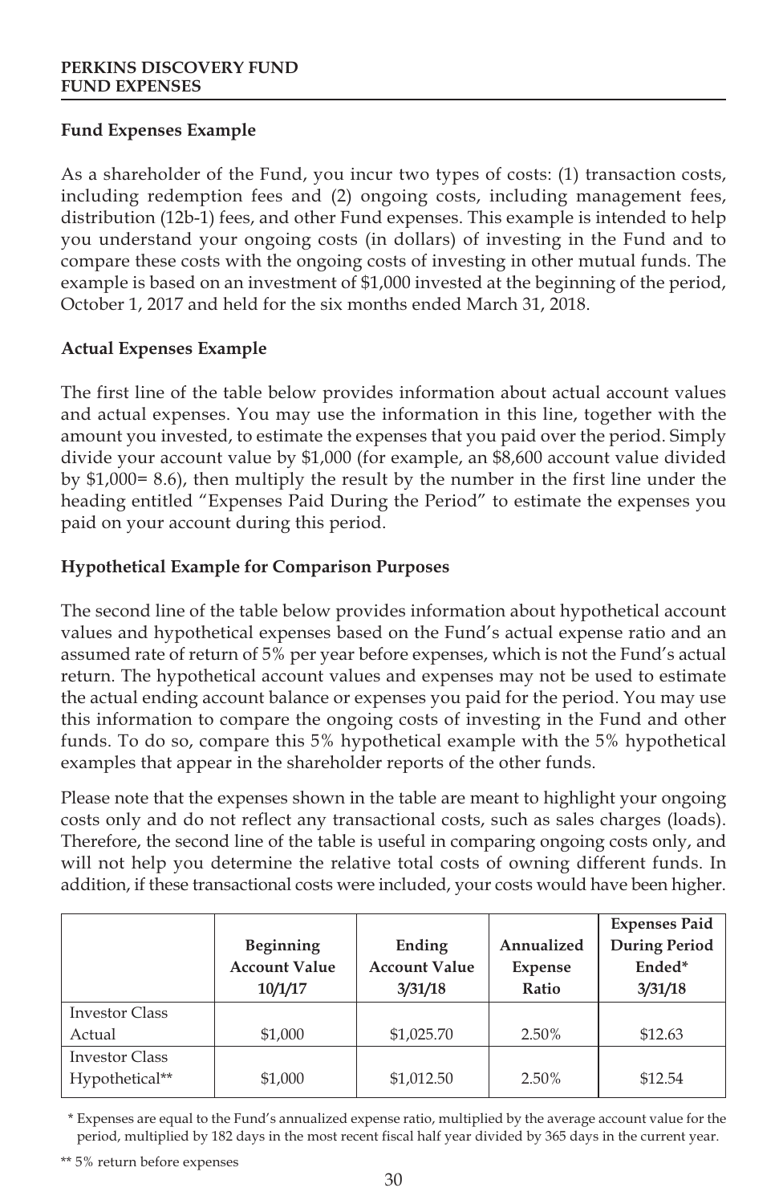# PERKINS DISCOVERY FUND
# FUND EXPENSES

### Fund Expenses Example

As a shareholder of the Fund, you incur two types of costs: (1) transaction costs, including redemption fees and (2) ongoing costs, including management fees, distribution (12b-1) fees, and other Fund expenses. This example is intended to help you understand your ongoing costs (in dollars) of investing in the Fund and to compare these costs with the ongoing costs of investing in other mutual funds. The example is based on an investment of $1,000 invested at the beginning of the period, October 1, 2017 and held for the six months ended March 31, 2018.

### Actual Expenses Example

The first line of the table below provides information about actual account values and actual expenses. You may use the information in this line, together with the amount you invested, to estimate the expenses that you paid over the period. Simply divide your account value by $1,000 (for example, an $8,600 account value divided by $1,000= 8.6), then multiply the result by the number in the first line under the heading entitled "Expenses Paid During the Period" to estimate the expenses you paid on your account during this period.

### Hypothetical Example for Comparison Purposes

The second line of the table below provides information about hypothetical account values and hypothetical expenses based on the Fund's actual expense ratio and an assumed rate of return of 5% per year before expenses, which is not the Fund's actual return. The hypothetical account values and expenses may not be used to estimate the actual ending account balance or expenses you paid for the period. You may use this information to compare the ongoing costs of investing in the Fund and other funds. To do so, compare this 5% hypothetical example with the 5% hypothetical examples that appear in the shareholder reports of the other funds.

Please note that the expenses shown in the table are meant to highlight your ongoing costs only and do not reflect any transactional costs, such as sales charges (loads). Therefore, the second line of the table is useful in comparing ongoing costs only, and will not help you determine the relative total costs of owning different funds. In addition, if these transactional costs were included, your costs would have been higher.

| | Beginning Account Value 10/1/17 | Ending Account Value 3/31/18 | Annualized Expense Ratio | Expenses Paid During Period Ended* 3/31/18 |
|---|---|---|---|---|
| Investor Class Actual | $1,000 | $1,025.70 | 2.50% | $12.63 |
| Investor Class Hypothetical** | $1,000 | $1,012.50 | 2.50% | $12.54 |

\* Expenses are equal to the Fund's annualized expense ratio, multiplied by the average account value for the period, multiplied by 182 days in the most recent fiscal half year divided by 365 days in the current year.

** 5% return before expenses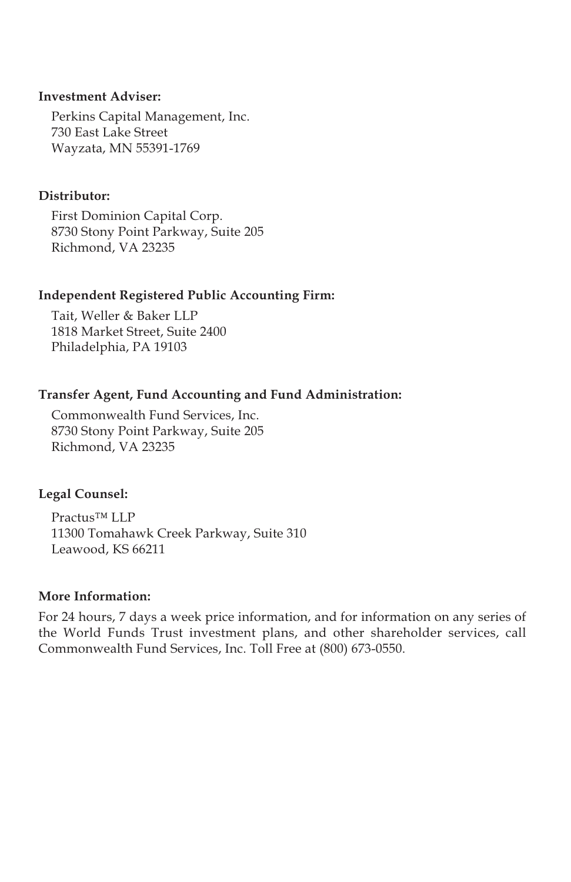**Investment Adviser:**

Perkins Capital Management, Inc.
730 East Lake Street
Wayzata, MN 55391-1769

**Distributor:**

First Dominion Capital Corp.
8730 Stony Point Parkway, Suite 205
Richmond, VA 23235

**Independent Registered Public Accounting Firm:**

Tait, Weller & Baker LLP
1818 Market Street, Suite 2400
Philadelphia, PA 19103

**Transfer Agent, Fund Accounting and Fund Administration:**

Commonwealth Fund Services, Inc.
8730 Stony Point Parkway, Suite 205
Richmond, VA 23235

**Legal Counsel:**

Practus™ LLP
11300 Tomahawk Creek Parkway, Suite 310
Leawood, KS 66211

**More Information:**

For 24 hours, 7 days a week price information, and for information on any series of the World Funds Trust investment plans, and other shareholder services, call Commonwealth Fund Services, Inc. Toll Free at (800) 673-0550.